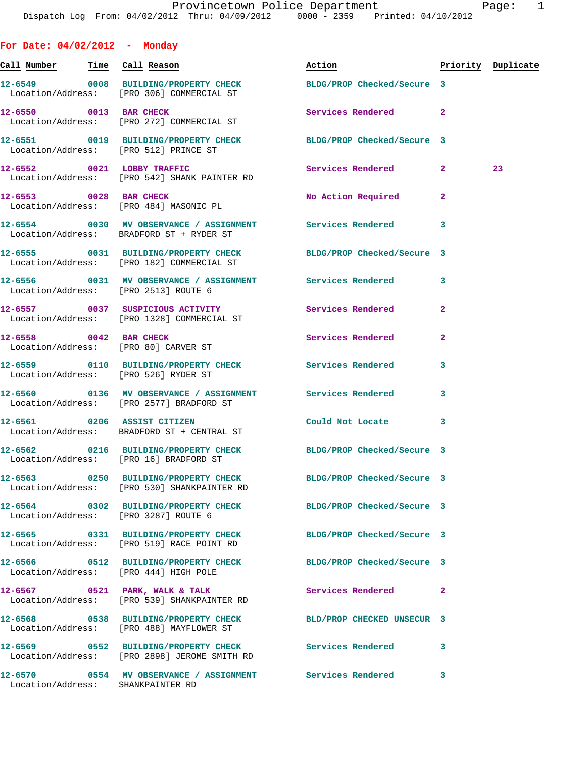**For Date: 04/02/2012 - Monday**

| Call Number | Time | Call Reason | Action | Priority | Duplicate |
|---|---|---|---|---|---|
| 12-6549 | 0008 | BUILDING/PROPERTY CHECK<br>Location/Address: [PRO 306] COMMERCIAL ST | BLDG/PROP Checked/Secure | 3 | |
| 12-6550 | 0013 | BAR CHECK<br>Location/Address: [PRO 272] COMMERCIAL ST | Services Rendered | 2 | |
| 12-6551 | 0019 | BUILDING/PROPERTY CHECK<br>Location/Address: [PRO 512] PRINCE ST | BLDG/PROP Checked/Secure | 3 | |
| 12-6552 | 0021 | LOBBY TRAFFIC<br>Location/Address: [PRO 542] SHANK PAINTER RD | Services Rendered | 2 | 23 |
| 12-6553 | 0028 | BAR CHECK<br>Location/Address: [PRO 484] MASONIC PL | No Action Required | 2 | |
| 12-6554 | 0030 | MV OBSERVANCE / ASSIGNMENT<br>Location/Address: BRADFORD ST + RYDER ST | Services Rendered | 3 | |
| 12-6555 | 0031 | BUILDING/PROPERTY CHECK<br>Location/Address: [PRO 182] COMMERCIAL ST | BLDG/PROP Checked/Secure | 3 | |
| 12-6556 | 0031 | MV OBSERVANCE / ASSIGNMENT<br>Location/Address: [PRO 2513] ROUTE 6 | Services Rendered | 3 | |
| 12-6557 | 0037 | SUSPICIOUS ACTIVITY<br>Location/Address: [PRO 1328] COMMERCIAL ST | Services Rendered | 2 | |
| 12-6558 | 0042 | BAR CHECK<br>Location/Address: [PRO 80] CARVER ST | Services Rendered | 2 | |
| 12-6559 | 0110 | BUILDING/PROPERTY CHECK<br>Location/Address: [PRO 526] RYDER ST | Services Rendered | 3 | |
| 12-6560 | 0136 | MV OBSERVANCE / ASSIGNMENT<br>Location/Address: [PRO 2577] BRADFORD ST | Services Rendered | 3 | |
| 12-6561 | 0206 | ASSIST CITIZEN<br>Location/Address: BRADFORD ST + CENTRAL ST | Could Not Locate | 3 | |
| 12-6562 | 0216 | BUILDING/PROPERTY CHECK<br>Location/Address: [PRO 16] BRADFORD ST | BLDG/PROP Checked/Secure | 3 | |
| 12-6563 | 0250 | BUILDING/PROPERTY CHECK<br>Location/Address: [PRO 530] SHANKPAINTER RD | BLDG/PROP Checked/Secure | 3 | |
| 12-6564 | 0302 | BUILDING/PROPERTY CHECK<br>Location/Address: [PRO 3287] ROUTE 6 | BLDG/PROP Checked/Secure | 3 | |
| 12-6565 | 0331 | BUILDING/PROPERTY CHECK<br>Location/Address: [PRO 519] RACE POINT RD | BLDG/PROP Checked/Secure | 3 | |
| 12-6566 | 0512 | BUILDING/PROPERTY CHECK<br>Location/Address: [PRO 444] HIGH POLE | BLDG/PROP Checked/Secure | 3 | |
| 12-6567 | 0521 | PARK, WALK & TALK<br>Location/Address: [PRO 539] SHANKPAINTER RD | Services Rendered | 2 | |
| 12-6568 | 0538 | BUILDING/PROPERTY CHECK<br>Location/Address: [PRO 488] MAYFLOWER ST | BLD/PROP CHECKED UNSECUR | 3 | |
| 12-6569 | 0552 | BUILDING/PROPERTY CHECK<br>Location/Address: [PRO 2898] JEROME SMITH RD | Services Rendered | 3 | |
| 12-6570 | 0554 | MV OBSERVANCE / ASSIGNMENT<br>Location/Address: SHANKPAINTER RD | Services Rendered | 3 | |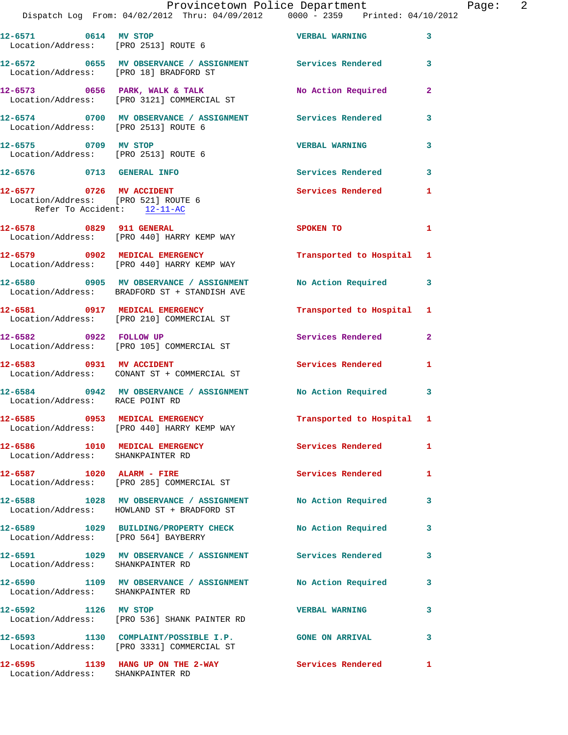12-6571 0614 MV STOP VERBAL WARNING 3
Location/Address: [PRO 2513] ROUTE 6

12-6572 0655 MV OBSERVANCE / ASSIGNMENT Services Rendered 3
Location/Address: [PRO 18] BRADFORD ST

12-6573 0656 PARK, WALK & TALK No Action Required 2
Location/Address: [PRO 3121] COMMERCIAL ST

12-6574 0700 MV OBSERVANCE / ASSIGNMENT Services Rendered 3
Location/Address: [PRO 2513] ROUTE 6

12-6575 0709 MV STOP VERBAL WARNING 3
Location/Address: [PRO 2513] ROUTE 6

12-6576 0713 GENERAL INFO Services Rendered 3

12-6577 0726 MV ACCIDENT Services Rendered 1
Location/Address: [PRO 521] ROUTE 6
Refer To Accident: 12-11-AC

12-6578 0829 911 GENERAL SPOKEN TO 1
Location/Address: [PRO 440] HARRY KEMP WAY

12-6579 0902 MEDICAL EMERGENCY Transported to Hospital 1
Location/Address: [PRO 440] HARRY KEMP WAY

12-6580 0905 MV OBSERVANCE / ASSIGNMENT No Action Required 3
Location/Address: BRADFORD ST + STANDISH AVE

12-6581 0917 MEDICAL EMERGENCY Transported to Hospital 1
Location/Address: [PRO 210] COMMERCIAL ST

12-6582 0922 FOLLOW UP Services Rendered 2
Location/Address: [PRO 105] COMMERCIAL ST

12-6583 0931 MV ACCIDENT Services Rendered 1
Location/Address: CONANT ST + COMMERCIAL ST

12-6584 0942 MV OBSERVANCE / ASSIGNMENT No Action Required 3
Location/Address: RACE POINT RD

12-6585 0953 MEDICAL EMERGENCY Transported to Hospital 1
Location/Address: [PRO 440] HARRY KEMP WAY

12-6586 1010 MEDICAL EMERGENCY Services Rendered 1
Location/Address: SHANKPAINTER RD

12-6587 1020 ALARM - FIRE Services Rendered 1
Location/Address: [PRO 285] COMMERCIAL ST

12-6588 1028 MV OBSERVANCE / ASSIGNMENT No Action Required 3
Location/Address: HOWLAND ST + BRADFORD ST

12-6589 1029 BUILDING/PROPERTY CHECK No Action Required 3
Location/Address: [PRO 564] BAYBERRY

12-6591 1029 MV OBSERVANCE / ASSIGNMENT Services Rendered 3
Location/Address: SHANKPAINTER RD

12-6590 1109 MV OBSERVANCE / ASSIGNMENT No Action Required 3
Location/Address: SHANKPAINTER RD

12-6592 1126 MV STOP VERBAL WARNING 3
Location/Address: [PRO 536] SHANK PAINTER RD

12-6593 1130 COMPLAINT/POSSIBLE I.P. GONE ON ARRIVAL 3
Location/Address: [PRO 3331] COMMERCIAL ST

12-6595 1139 HANG UP ON THE 2-WAY Services Rendered 1
Location/Address: SHANKPAINTER RD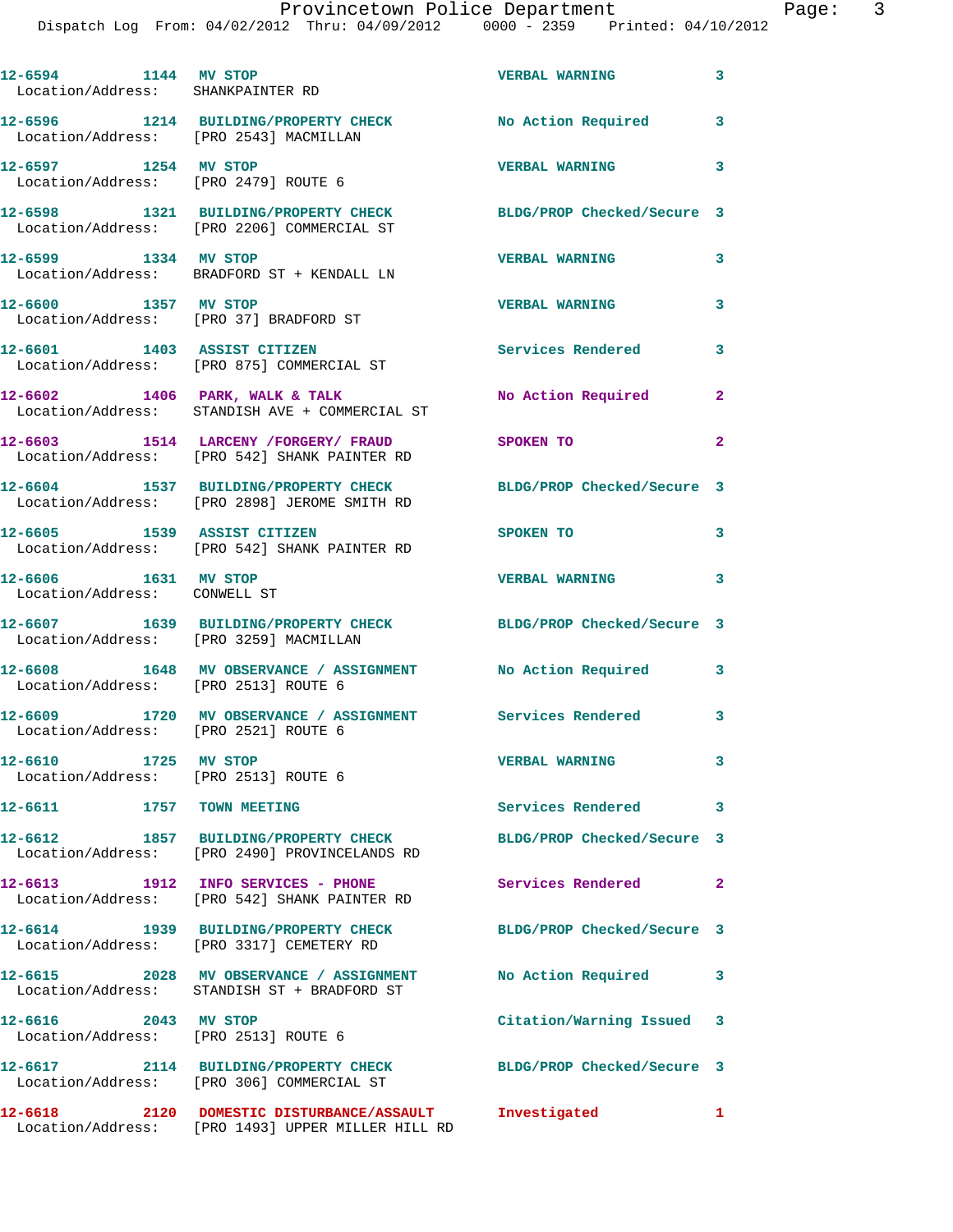| Call # | Time | Call Reason | Action | Priority |
|---|---|---|---|---|
| 12-6594 | 1144 | MV STOP<br>Location/Address: SHANKPAINTER RD | VERBAL WARNING | 3 |
| 12-6596 | 1214 | BUILDING/PROPERTY CHECK<br>Location/Address: [PRO 2543] MACMILLAN | No Action Required | 3 |
| 12-6597 | 1254 | MV STOP<br>Location/Address: [PRO 2479] ROUTE 6 | VERBAL WARNING | 3 |
| 12-6598 | 1321 | BUILDING/PROPERTY CHECK<br>Location/Address: [PRO 2206] COMMERCIAL ST | BLDG/PROP Checked/Secure | 3 |
| 12-6599 | 1334 | MV STOP<br>Location/Address: BRADFORD ST + KENDALL LN | VERBAL WARNING | 3 |
| 12-6600 | 1357 | MV STOP<br>Location/Address: [PRO 37] BRADFORD ST | VERBAL WARNING | 3 |
| 12-6601 | 1403 | ASSIST CITIZEN<br>Location/Address: [PRO 875] COMMERCIAL ST | Services Rendered | 3 |
| 12-6602 | 1406 | PARK, WALK & TALK<br>Location/Address: STANDISH AVE + COMMERCIAL ST | No Action Required | 2 |
| 12-6603 | 1514 | LARCENY /FORGERY/ FRAUD<br>Location/Address: [PRO 542] SHANK PAINTER RD | SPOKEN TO | 2 |
| 12-6604 | 1537 | BUILDING/PROPERTY CHECK<br>Location/Address: [PRO 2898] JEROME SMITH RD | BLDG/PROP Checked/Secure | 3 |
| 12-6605 | 1539 | ASSIST CITIZEN<br>Location/Address: [PRO 542] SHANK PAINTER RD | SPOKEN TO | 3 |
| 12-6606 | 1631 | MV STOP<br>Location/Address: CONWELL ST | VERBAL WARNING | 3 |
| 12-6607 | 1639 | BUILDING/PROPERTY CHECK<br>Location/Address: [PRO 3259] MACMILLAN | BLDG/PROP Checked/Secure | 3 |
| 12-6608 | 1648 | MV OBSERVANCE / ASSIGNMENT<br>Location/Address: [PRO 2513] ROUTE 6 | No Action Required | 3 |
| 12-6609 | 1720 | MV OBSERVANCE / ASSIGNMENT<br>Location/Address: [PRO 2521] ROUTE 6 | Services Rendered | 3 |
| 12-6610 | 1725 | MV STOP<br>Location/Address: [PRO 2513] ROUTE 6 | VERBAL WARNING | 3 |
| 12-6611 | 1757 | TOWN MEETING | Services Rendered | 3 |
| 12-6612 | 1857 | BUILDING/PROPERTY CHECK<br>Location/Address: [PRO 2490] PROVINCELANDS RD | BLDG/PROP Checked/Secure | 3 |
| 12-6613 | 1912 | INFO SERVICES - PHONE<br>Location/Address: [PRO 542] SHANK PAINTER RD | Services Rendered | 2 |
| 12-6614 | 1939 | BUILDING/PROPERTY CHECK<br>Location/Address: [PRO 3317] CEMETERY RD | BLDG/PROP Checked/Secure | 3 |
| 12-6615 | 2028 | MV OBSERVANCE / ASSIGNMENT<br>Location/Address: STANDISH ST + BRADFORD ST | No Action Required | 3 |
| 12-6616 | 2043 | MV STOP<br>Location/Address: [PRO 2513] ROUTE 6 | Citation/Warning Issued | 3 |
| 12-6617 | 2114 | BUILDING/PROPERTY CHECK<br>Location/Address: [PRO 306] COMMERCIAL ST | BLDG/PROP Checked/Secure | 3 |
| 12-6618 | 2120 | DOMESTIC DISTURBANCE/ASSAULT<br>Location/Address: [PRO 1493] UPPER MILLER HILL RD | Investigated | 1 |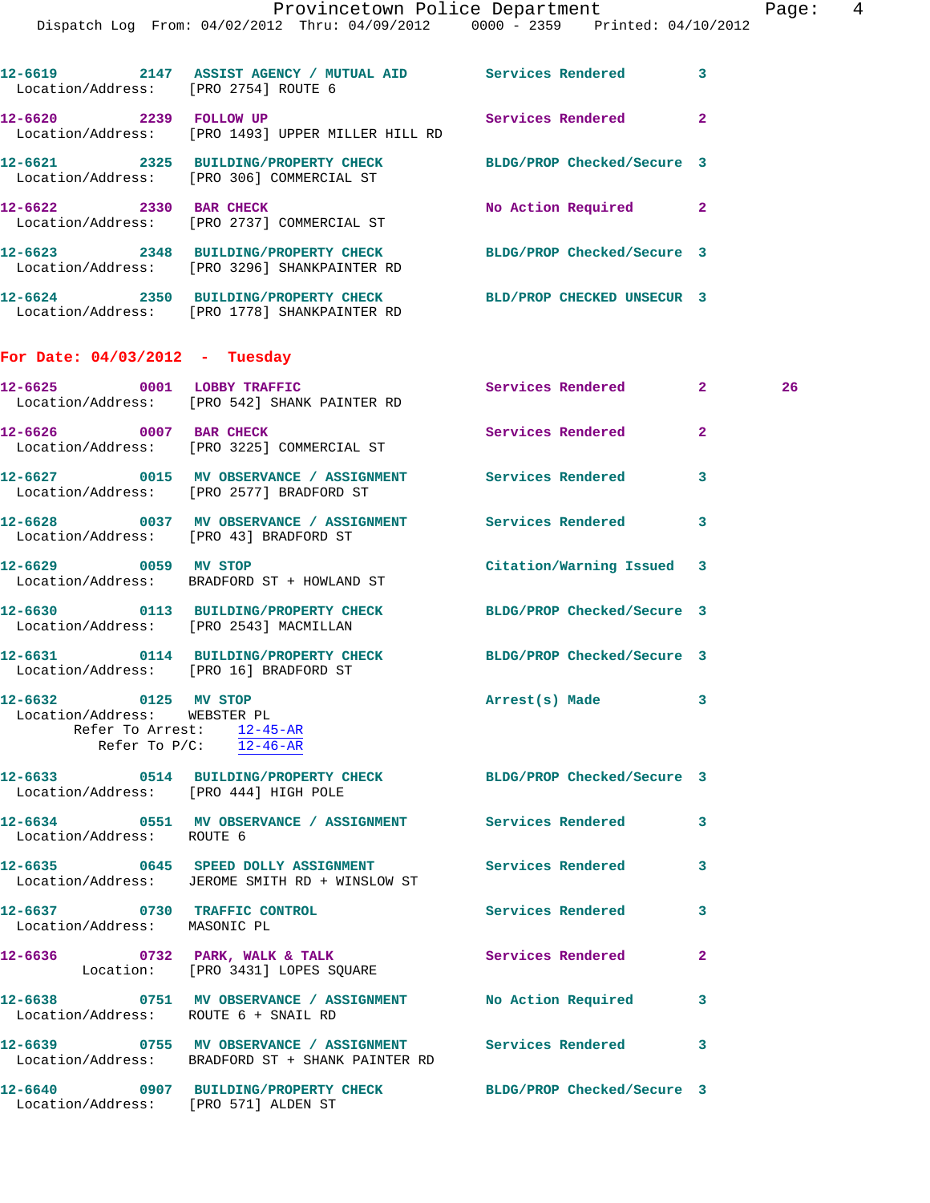12-6619 2147 ASSIST AGENCY / MUTUAL AID Services Rendered 3
Location/Address: [PRO 2754] ROUTE 6

12-6620 2239 FOLLOW UP Services Rendered 2
Location/Address: [PRO 1493] UPPER MILLER HILL RD

12-6621 2325 BUILDING/PROPERTY CHECK BLDG/PROP Checked/Secure 3
Location/Address: [PRO 306] COMMERCIAL ST

12-6622 2330 BAR CHECK No Action Required 2
Location/Address: [PRO 2737] COMMERCIAL ST

12-6623 2348 BUILDING/PROPERTY CHECK BLDG/PROP Checked/Secure 3
Location/Address: [PRO 3296] SHANKPAINTER RD

12-6624 2350 BUILDING/PROPERTY CHECK BLD/PROP CHECKED UNSECUR 3
Location/Address: [PRO 1778] SHANKPAINTER RD

## For Date: 04/03/2012 - Tuesday

12-6625 0001 LOBBY TRAFFIC Services Rendered 2 26
Location/Address: [PRO 542] SHANK PAINTER RD

12-6626 0007 BAR CHECK Services Rendered 2
Location/Address: [PRO 3225] COMMERCIAL ST

12-6627 0015 MV OBSERVANCE / ASSIGNMENT Services Rendered 3
Location/Address: [PRO 2577] BRADFORD ST

12-6628 0037 MV OBSERVANCE / ASSIGNMENT Services Rendered 3
Location/Address: [PRO 43] BRADFORD ST

12-6629 0059 MV STOP Citation/Warning Issued 3
Location/Address: BRADFORD ST + HOWLAND ST

12-6630 0113 BUILDING/PROPERTY CHECK BLDG/PROP Checked/Secure 3
Location/Address: [PRO 2543] MACMILLAN

12-6631 0114 BUILDING/PROPERTY CHECK BLDG/PROP Checked/Secure 3
Location/Address: [PRO 16] BRADFORD ST

12-6632 0125 MV STOP Arrest(s) Made 3
Location/Address: WEBSTER PL
Refer To Arrest: 12-45-AR
Refer To P/C: 12-46-AR

12-6633 0514 BUILDING/PROPERTY CHECK BLDG/PROP Checked/Secure 3
Location/Address: [PRO 444] HIGH POLE

12-6634 0551 MV OBSERVANCE / ASSIGNMENT Services Rendered 3
Location/Address: ROUTE 6

12-6635 0645 SPEED DOLLY ASSIGNMENT Services Rendered 3
Location/Address: JEROME SMITH RD + WINSLOW ST

12-6637 0730 TRAFFIC CONTROL Services Rendered 3
Location/Address: MASONIC PL

12-6636 0732 PARK, WALK & TALK Services Rendered 2
Location: [PRO 3431] LOPES SQUARE

12-6638 0751 MV OBSERVANCE / ASSIGNMENT No Action Required 3
Location/Address: ROUTE 6 + SNAIL RD

12-6639 0755 MV OBSERVANCE / ASSIGNMENT Services Rendered 3
Location/Address: BRADFORD ST + SHANK PAINTER RD

12-6640 0907 BUILDING/PROPERTY CHECK BLDG/PROP Checked/Secure 3
Location/Address: [PRO 571] ALDEN ST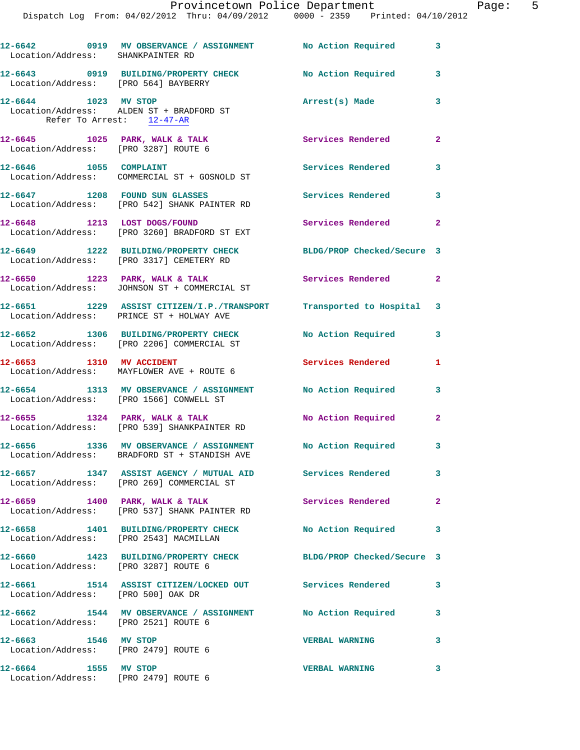12-6642 0919 MV OBSERVANCE / ASSIGNMENT No Action Required 3
Location/Address: SHANKPAINTER RD

12-6643 0919 BUILDING/PROPERTY CHECK No Action Required 3
Location/Address: [PRO 564] BAYBERRY

12-6644 1023 MV STOP Arrest(s) Made 3
Location/Address: ALDEN ST + BRADFORD ST
Refer To Arrest: 12-47-AR

12-6645 1025 PARK, WALK & TALK Services Rendered 2
Location/Address: [PRO 3287] ROUTE 6

12-6646 1055 COMPLAINT Services Rendered 3
Location/Address: COMMERCIAL ST + GOSNOLD ST

12-6647 1208 FOUND SUN GLASSES Services Rendered 3
Location/Address: [PRO 542] SHANK PAINTER RD

12-6648 1213 LOST DOGS/FOUND Services Rendered 2
Location/Address: [PRO 3260] BRADFORD ST EXT

12-6649 1222 BUILDING/PROPERTY CHECK BLDG/PROP Checked/Secure 3
Location/Address: [PRO 3317] CEMETERY RD

12-6650 1223 PARK, WALK & TALK Services Rendered 2
Location/Address: JOHNSON ST + COMMERCIAL ST

12-6651 1229 ASSIST CITIZEN/I.P./TRANSPORT Transported to Hospital 3
Location/Address: PRINCE ST + HOLWAY AVE

12-6652 1306 BUILDING/PROPERTY CHECK No Action Required 3
Location/Address: [PRO 2206] COMMERCIAL ST

12-6653 1310 MV ACCIDENT Services Rendered 1
Location/Address: MAYFLOWER AVE + ROUTE 6

12-6654 1313 MV OBSERVANCE / ASSIGNMENT No Action Required 3
Location/Address: [PRO 1566] CONWELL ST

12-6655 1324 PARK, WALK & TALK No Action Required 2
Location/Address: [PRO 539] SHANKPAINTER RD

12-6656 1336 MV OBSERVANCE / ASSIGNMENT No Action Required 3
Location/Address: BRADFORD ST + STANDISH AVE

12-6657 1347 ASSIST AGENCY / MUTUAL AID Services Rendered 3
Location/Address: [PRO 269] COMMERCIAL ST

12-6659 1400 PARK, WALK & TALK Services Rendered 2
Location/Address: [PRO 537] SHANK PAINTER RD

12-6658 1401 BUILDING/PROPERTY CHECK No Action Required 3
Location/Address: [PRO 2543] MACMILLAN

12-6660 1423 BUILDING/PROPERTY CHECK BLDG/PROP Checked/Secure 3
Location/Address: [PRO 3287] ROUTE 6

12-6661 1514 ASSIST CITIZEN/LOCKED OUT Services Rendered 3
Location/Address: [PRO 500] OAK DR

12-6662 1544 MV OBSERVANCE / ASSIGNMENT No Action Required 3
Location/Address: [PRO 2521] ROUTE 6

12-6663 1546 MV STOP VERBAL WARNING 3
Location/Address: [PRO 2479] ROUTE 6

12-6664 1555 MV STOP VERBAL WARNING 3
Location/Address: [PRO 2479] ROUTE 6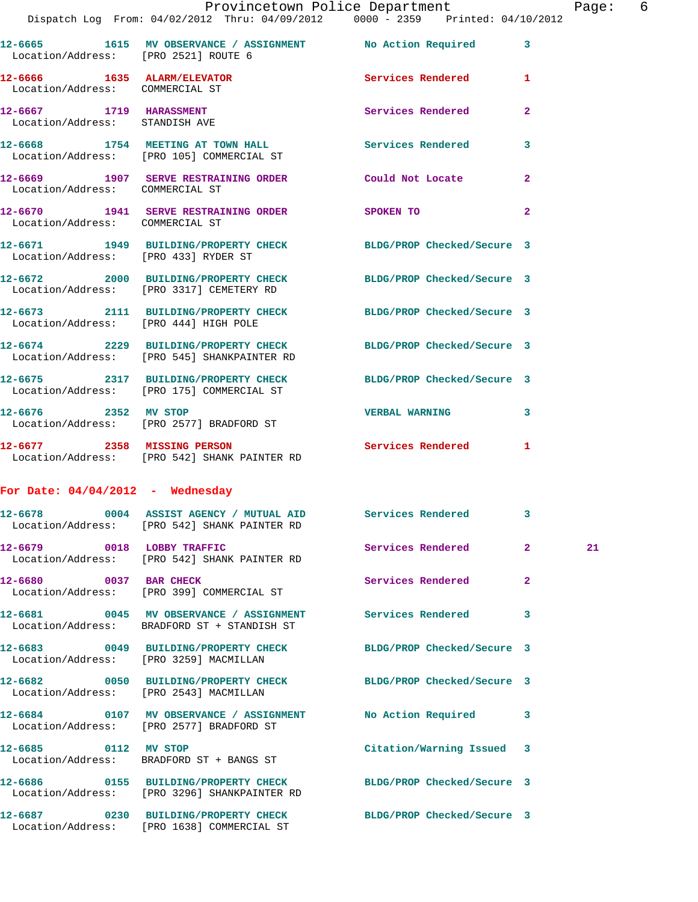12-6665 1615 MV OBSERVANCE / ASSIGNMENT No Action Required 3
Location/Address: [PRO 2521] ROUTE 6

12-6666 1635 ALARM/ELEVATOR Services Rendered 1
Location/Address: COMMERCIAL ST

12-6667 1719 HARASSMENT Services Rendered 2
Location/Address: STANDISH AVE

12-6668 1754 MEETING AT TOWN HALL Services Rendered 3
Location/Address: [PRO 105] COMMERCIAL ST

12-6669 1907 SERVE RESTRAINING ORDER Could Not Locate 2
Location/Address: COMMERCIAL ST

12-6670 1941 SERVE RESTRAINING ORDER SPOKEN TO 2
Location/Address: COMMERCIAL ST

12-6671 1949 BUILDING/PROPERTY CHECK BLDG/PROP Checked/Secure 3
Location/Address: [PRO 433] RYDER ST

12-6672 2000 BUILDING/PROPERTY CHECK BLDG/PROP Checked/Secure 3
Location/Address: [PRO 3317] CEMETERY RD

12-6673 2111 BUILDING/PROPERTY CHECK BLDG/PROP Checked/Secure 3
Location/Address: [PRO 444] HIGH POLE

12-6674 2229 BUILDING/PROPERTY CHECK BLDG/PROP Checked/Secure 3
Location/Address: [PRO 545] SHANKPAINTER RD

12-6675 2317 BUILDING/PROPERTY CHECK BLDG/PROP Checked/Secure 3
Location/Address: [PRO 175] COMMERCIAL ST

12-6676 2352 MV STOP VERBAL WARNING 3
Location/Address: [PRO 2577] BRADFORD ST

12-6677 2358 MISSING PERSON Services Rendered 1
Location/Address: [PRO 542] SHANK PAINTER RD

**For Date: 04/04/2012 - Wednesday**

12-6678 0004 ASSIST AGENCY / MUTUAL AID Services Rendered 3
Location/Address: [PRO 542] SHANK PAINTER RD

12-6679 0018 LOBBY TRAFFIC Services Rendered 2 21
Location/Address: [PRO 542] SHANK PAINTER RD

12-6680 0037 BAR CHECK Services Rendered 2
Location/Address: [PRO 399] COMMERCIAL ST

12-6681 0045 MV OBSERVANCE / ASSIGNMENT Services Rendered 3
Location/Address: BRADFORD ST + STANDISH ST

12-6683 0049 BUILDING/PROPERTY CHECK BLDG/PROP Checked/Secure 3
Location/Address: [PRO 3259] MACMILLAN

12-6682 0050 BUILDING/PROPERTY CHECK BLDG/PROP Checked/Secure 3
Location/Address: [PRO 2543] MACMILLAN

12-6684 0107 MV OBSERVANCE / ASSIGNMENT No Action Required 3
Location/Address: [PRO 2577] BRADFORD ST

12-6685 0112 MV STOP Citation/Warning Issued 3
Location/Address: BRADFORD ST + BANGS ST

12-6686 0155 BUILDING/PROPERTY CHECK BLDG/PROP Checked/Secure 3
Location/Address: [PRO 3296] SHANKPAINTER RD

12-6687 0230 BUILDING/PROPERTY CHECK BLDG/PROP Checked/Secure 3
Location/Address: [PRO 1638] COMMERCIAL ST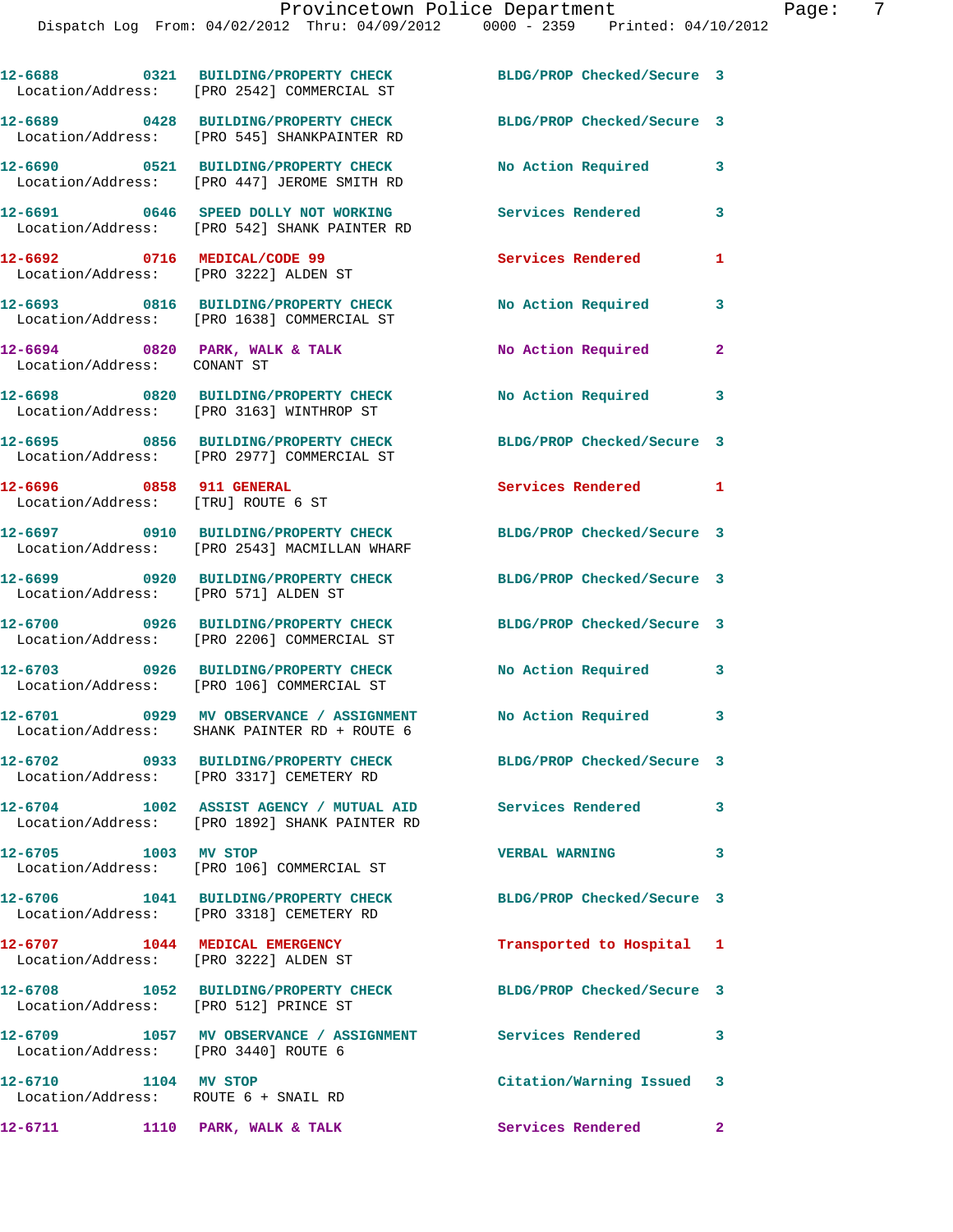12-6688 0321 BUILDING/PROPERTY CHECK BLDG/PROP Checked/Secure 3
Location/Address: [PRO 2542] COMMERCIAL ST

12-6689 0428 BUILDING/PROPERTY CHECK BLDG/PROP Checked/Secure 3
Location/Address: [PRO 545] SHANKPAINTER RD

12-6690 0521 BUILDING/PROPERTY CHECK No Action Required 3
Location/Address: [PRO 447] JEROME SMITH RD

12-6691 0646 SPEED DOLLY NOT WORKING Services Rendered 3
Location/Address: [PRO 542] SHANK PAINTER RD

12-6692 0716 MEDICAL/CODE 99 Services Rendered 1
Location/Address: [PRO 3222] ALDEN ST

12-6693 0816 BUILDING/PROPERTY CHECK No Action Required 3
Location/Address: [PRO 1638] COMMERCIAL ST

12-6694 0820 PARK, WALK & TALK No Action Required 2
Location/Address: CONANT ST

12-6698 0820 BUILDING/PROPERTY CHECK No Action Required 3
Location/Address: [PRO 3163] WINTHROP ST

12-6695 0856 BUILDING/PROPERTY CHECK BLDG/PROP Checked/Secure 3
Location/Address: [PRO 2977] COMMERCIAL ST

12-6696 0858 911 GENERAL Services Rendered 1
Location/Address: [TRU] ROUTE 6 ST

12-6697 0910 BUILDING/PROPERTY CHECK BLDG/PROP Checked/Secure 3
Location/Address: [PRO 2543] MACMILLAN WHARF

12-6699 0920 BUILDING/PROPERTY CHECK BLDG/PROP Checked/Secure 3
Location/Address: [PRO 571] ALDEN ST

12-6700 0926 BUILDING/PROPERTY CHECK BLDG/PROP Checked/Secure 3
Location/Address: [PRO 2206] COMMERCIAL ST

12-6703 0926 BUILDING/PROPERTY CHECK No Action Required 3
Location/Address: [PRO 106] COMMERCIAL ST

12-6701 0929 MV OBSERVANCE / ASSIGNMENT No Action Required 3
Location/Address: SHANK PAINTER RD + ROUTE 6

12-6702 0933 BUILDING/PROPERTY CHECK BLDG/PROP Checked/Secure 3
Location/Address: [PRO 3317] CEMETERY RD

12-6704 1002 ASSIST AGENCY / MUTUAL AID Services Rendered 3
Location/Address: [PRO 1892] SHANK PAINTER RD

12-6705 1003 MV STOP VERBAL WARNING 3
Location/Address: [PRO 106] COMMERCIAL ST

12-6706 1041 BUILDING/PROPERTY CHECK BLDG/PROP Checked/Secure 3
Location/Address: [PRO 3318] CEMETERY RD

12-6707 1044 MEDICAL EMERGENCY Transported to Hospital 1
Location/Address: [PRO 3222] ALDEN ST

12-6708 1052 BUILDING/PROPERTY CHECK BLDG/PROP Checked/Secure 3
Location/Address: [PRO 512] PRINCE ST

12-6709 1057 MV OBSERVANCE / ASSIGNMENT Services Rendered 3
Location/Address: [PRO 3440] ROUTE 6

12-6710 1104 MV STOP Citation/Warning Issued 3
Location/Address: ROUTE 6 + SNAIL RD

12-6711 1110 PARK, WALK & TALK Services Rendered 2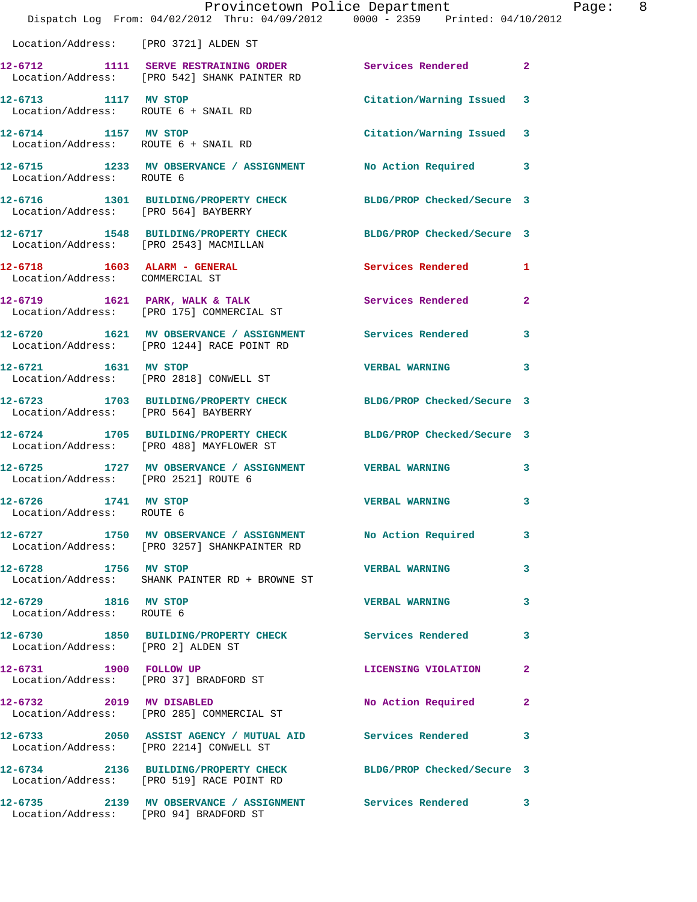Location/Address: [PRO 3721] ALDEN ST

| Call # | Time | Call Reason | Action | Priority |
|---|---|---|---|---|
| 12-6712 | 1111 | SERVE RESTRAINING ORDER | Services Rendered | 2 |
| | | Location/Address: [PRO 542] SHANK PAINTER RD | | |
| 12-6713 | 1117 | MV STOP | Citation/Warning Issued | 3 |
| | | Location/Address: ROUTE 6 + SNAIL RD | | |
| 12-6714 | 1157 | MV STOP | Citation/Warning Issued | 3 |
| | | Location/Address: ROUTE 6 + SNAIL RD | | |
| 12-6715 | 1233 | MV OBSERVANCE / ASSIGNMENT | No Action Required | 3 |
| | | Location/Address: ROUTE 6 | | |
| 12-6716 | 1301 | BUILDING/PROPERTY CHECK | BLDG/PROP Checked/Secure | 3 |
| | | Location/Address: [PRO 564] BAYBERRY | | |
| 12-6717 | 1548 | BUILDING/PROPERTY CHECK | BLDG/PROP Checked/Secure | 3 |
| | | Location/Address: [PRO 2543] MACMILLAN | | |
| 12-6718 | 1603 | ALARM - GENERAL | Services Rendered | 1 |
| | | Location/Address: COMMERCIAL ST | | |
| 12-6719 | 1621 | PARK, WALK & TALK | Services Rendered | 2 |
| | | Location/Address: [PRO 175] COMMERCIAL ST | | |
| 12-6720 | 1621 | MV OBSERVANCE / ASSIGNMENT | Services Rendered | 3 |
| | | Location/Address: [PRO 1244] RACE POINT RD | | |
| 12-6721 | 1631 | MV STOP | VERBAL WARNING | 3 |
| | | Location/Address: [PRO 2818] CONWELL ST | | |
| 12-6723 | 1703 | BUILDING/PROPERTY CHECK | BLDG/PROP Checked/Secure | 3 |
| | | Location/Address: [PRO 564] BAYBERRY | | |
| 12-6724 | 1705 | BUILDING/PROPERTY CHECK | BLDG/PROP Checked/Secure | 3 |
| | | Location/Address: [PRO 488] MAYFLOWER ST | | |
| 12-6725 | 1727 | MV OBSERVANCE / ASSIGNMENT | VERBAL WARNING | 3 |
| | | Location/Address: [PRO 2521] ROUTE 6 | | |
| 12-6726 | 1741 | MV STOP | VERBAL WARNING | 3 |
| | | Location/Address: ROUTE 6 | | |
| 12-6727 | 1750 | MV OBSERVANCE / ASSIGNMENT | No Action Required | 3 |
| | | Location/Address: [PRO 3257] SHANKPAINTER RD | | |
| 12-6728 | 1756 | MV STOP | VERBAL WARNING | 3 |
| | | Location/Address: SHANK PAINTER RD + BROWNE ST | | |
| 12-6729 | 1816 | MV STOP | VERBAL WARNING | 3 |
| | | Location/Address: ROUTE 6 | | |
| 12-6730 | 1850 | BUILDING/PROPERTY CHECK | Services Rendered | 3 |
| | | Location/Address: [PRO 2] ALDEN ST | | |
| 12-6731 | 1900 | FOLLOW UP | LICENSING VIOLATION | 2 |
| | | Location/Address: [PRO 37] BRADFORD ST | | |
| 12-6732 | 2019 | MV DISABLED | No Action Required | 2 |
| | | Location/Address: [PRO 285] COMMERCIAL ST | | |
| 12-6733 | 2050 | ASSIST AGENCY / MUTUAL AID | Services Rendered | 3 |
| | | Location/Address: [PRO 2214] CONWELL ST | | |
| 12-6734 | 2136 | BUILDING/PROPERTY CHECK | BLDG/PROP Checked/Secure | 3 |
| | | Location/Address: [PRO 519] RACE POINT RD | | |
| 12-6735 | 2139 | MV OBSERVANCE / ASSIGNMENT | Services Rendered | 3 |
| | | Location/Address: [PRO 94] BRADFORD ST | | |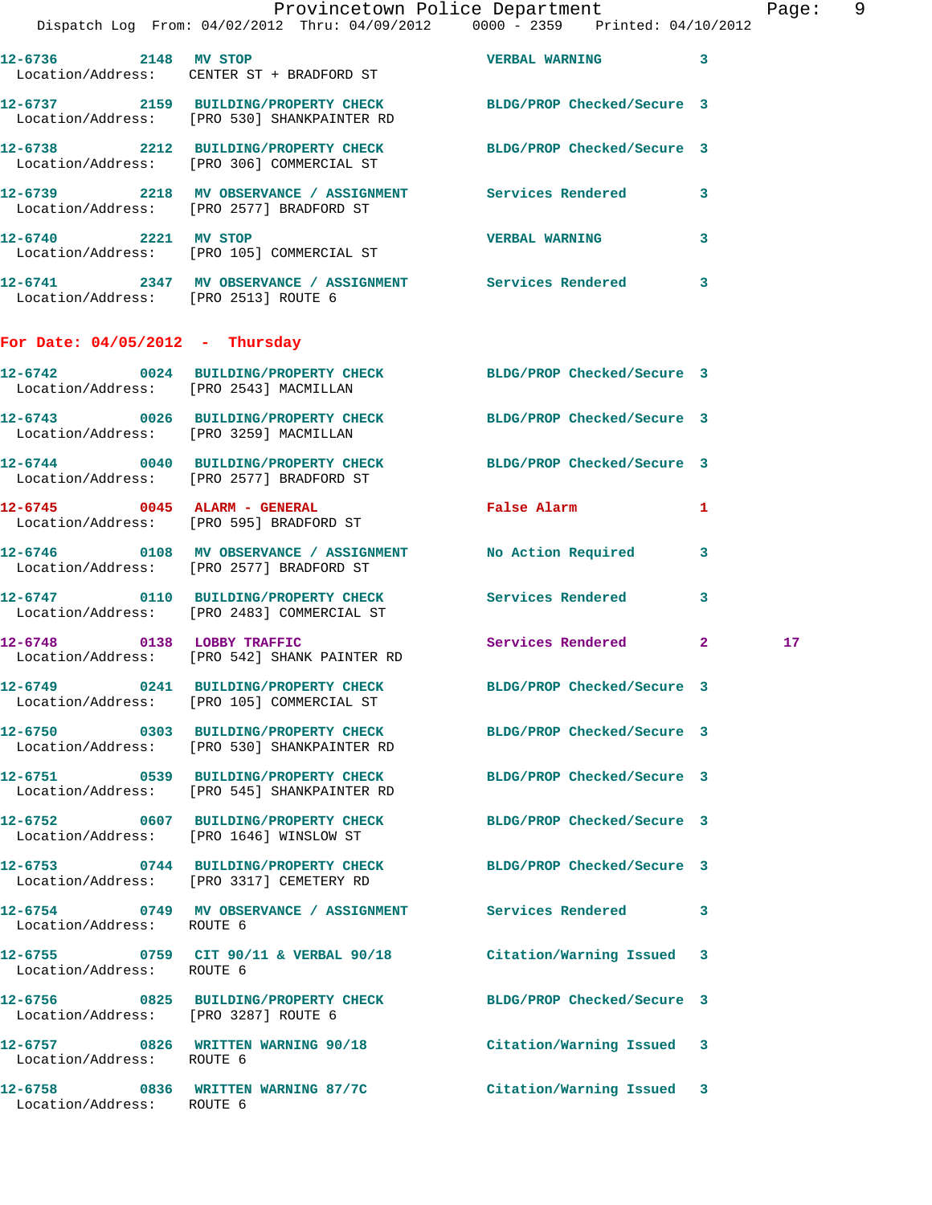12-6736 2148 MV STOP VERBAL WARNING 3
Location/Address: CENTER ST + BRADFORD ST

12-6737 2159 BUILDING/PROPERTY CHECK BLDG/PROP Checked/Secure 3
Location/Address: [PRO 530] SHANKPAINTER RD

12-6738 2212 BUILDING/PROPERTY CHECK BLDG/PROP Checked/Secure 3
Location/Address: [PRO 306] COMMERCIAL ST

12-6739 2218 MV OBSERVANCE / ASSIGNMENT Services Rendered 3
Location/Address: [PRO 2577] BRADFORD ST

12-6740 2221 MV STOP VERBAL WARNING 3
Location/Address: [PRO 105] COMMERCIAL ST

12-6741 2347 MV OBSERVANCE / ASSIGNMENT Services Rendered 3
Location/Address: [PRO 2513] ROUTE 6

## For Date: 04/05/2012 - Thursday

12-6742 0024 BUILDING/PROPERTY CHECK BLDG/PROP Checked/Secure 3
Location/Address: [PRO 2543] MACMILLAN

12-6743 0026 BUILDING/PROPERTY CHECK BLDG/PROP Checked/Secure 3
Location/Address: [PRO 3259] MACMILLAN

12-6744 0040 BUILDING/PROPERTY CHECK BLDG/PROP Checked/Secure 3
Location/Address: [PRO 2577] BRADFORD ST

12-6745 0045 ALARM - GENERAL False Alarm 1
Location/Address: [PRO 595] BRADFORD ST

12-6746 0108 MV OBSERVANCE / ASSIGNMENT No Action Required 3
Location/Address: [PRO 2577] BRADFORD ST

12-6747 0110 BUILDING/PROPERTY CHECK Services Rendered 3
Location/Address: [PRO 2483] COMMERCIAL ST

12-6748 0138 LOBBY TRAFFIC Services Rendered 2 17
Location/Address: [PRO 542] SHANK PAINTER RD

12-6749 0241 BUILDING/PROPERTY CHECK BLDG/PROP Checked/Secure 3
Location/Address: [PRO 105] COMMERCIAL ST

12-6750 0303 BUILDING/PROPERTY CHECK BLDG/PROP Checked/Secure 3
Location/Address: [PRO 530] SHANKPAINTER RD

12-6751 0539 BUILDING/PROPERTY CHECK BLDG/PROP Checked/Secure 3
Location/Address: [PRO 545] SHANKPAINTER RD

12-6752 0607 BUILDING/PROPERTY CHECK BLDG/PROP Checked/Secure 3
Location/Address: [PRO 1646] WINSLOW ST

12-6753 0744 BUILDING/PROPERTY CHECK BLDG/PROP Checked/Secure 3
Location/Address: [PRO 3317] CEMETERY RD

12-6754 0749 MV OBSERVANCE / ASSIGNMENT Services Rendered 3
Location/Address: ROUTE 6

12-6755 0759 CIT 90/11 & VERBAL 90/18 Citation/Warning Issued 3
Location/Address: ROUTE 6

12-6756 0825 BUILDING/PROPERTY CHECK BLDG/PROP Checked/Secure 3
Location/Address: [PRO 3287] ROUTE 6

12-6757 0826 WRITTEN WARNING 90/18 Citation/Warning Issued 3
Location/Address: ROUTE 6

12-6758 0836 WRITTEN WARNING 87/7C Citation/Warning Issued 3
Location/Address: ROUTE 6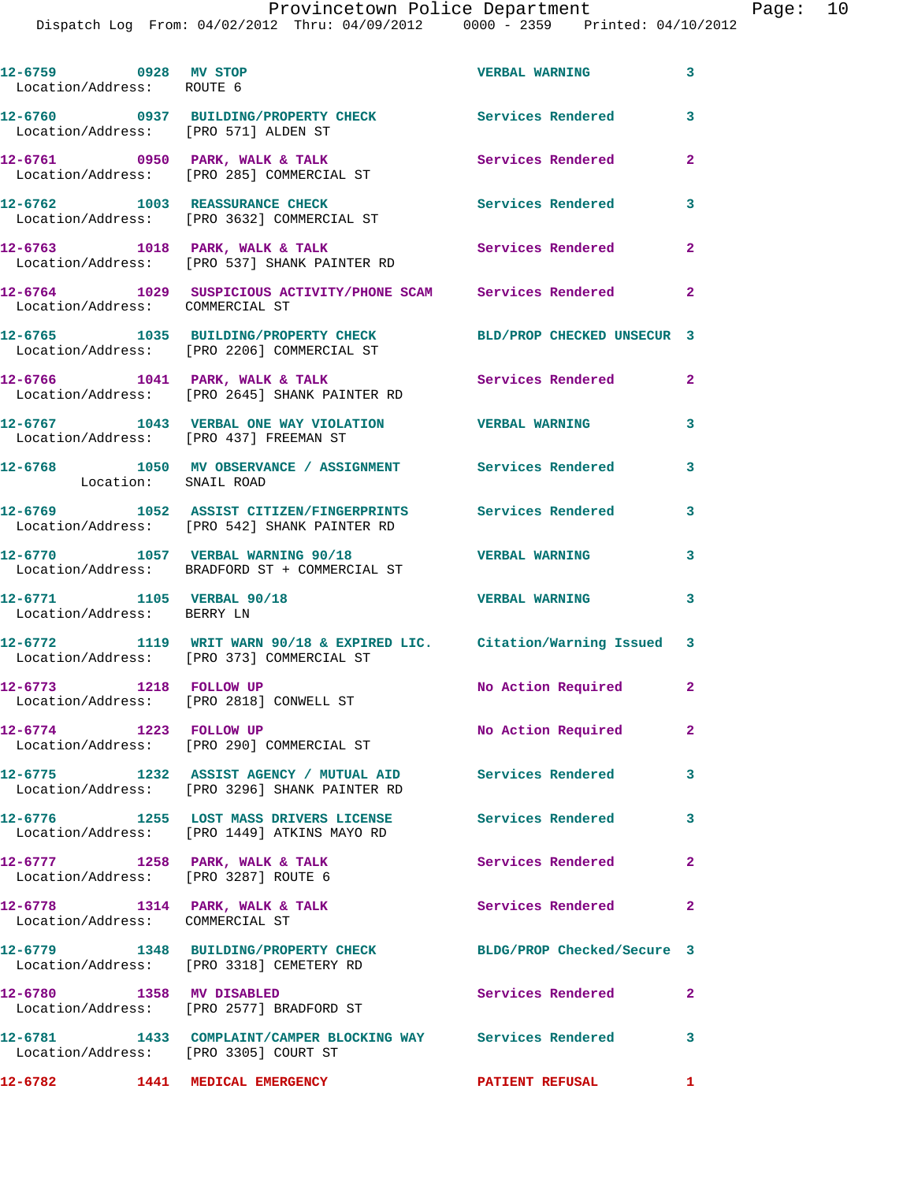12-6759 0928 MV STOP VERBAL WARNING 3
Location/Address: ROUTE 6

12-6760 0937 BUILDING/PROPERTY CHECK Services Rendered 3
Location/Address: [PRO 571] ALDEN ST

12-6761 0950 PARK, WALK & TALK Services Rendered 2
Location/Address: [PRO 285] COMMERCIAL ST

12-6762 1003 REASSURANCE CHECK Services Rendered 3
Location/Address: [PRO 3632] COMMERCIAL ST

12-6763 1018 PARK, WALK & TALK Services Rendered 2
Location/Address: [PRO 537] SHANK PAINTER RD

12-6764 1029 SUSPICIOUS ACTIVITY/PHONE SCAM Services Rendered 2
Location/Address: COMMERCIAL ST

12-6765 1035 BUILDING/PROPERTY CHECK BLD/PROP CHECKED UNSECUR 3
Location/Address: [PRO 2206] COMMERCIAL ST

12-6766 1041 PARK, WALK & TALK Services Rendered 2
Location/Address: [PRO 2645] SHANK PAINTER RD

12-6767 1043 VERBAL ONE WAY VIOLATION VERBAL WARNING 3
Location/Address: [PRO 437] FREEMAN ST

12-6768 1050 MV OBSERVANCE / ASSIGNMENT Services Rendered 3
Location: SNAIL ROAD

12-6769 1052 ASSIST CITIZEN/FINGERPRINTS Services Rendered 3
Location/Address: [PRO 542] SHANK PAINTER RD

12-6770 1057 VERBAL WARNING 90/18 VERBAL WARNING 3
Location/Address: BRADFORD ST + COMMERCIAL ST

12-6771 1105 VERBAL 90/18 VERBAL WARNING 3
Location/Address: BERRY LN

12-6772 1119 WRIT WARN 90/18 & EXPIRED LIC. Citation/Warning Issued 3
Location/Address: [PRO 373] COMMERCIAL ST

12-6773 1218 FOLLOW UP No Action Required 2
Location/Address: [PRO 2818] CONWELL ST

12-6774 1223 FOLLOW UP No Action Required 2
Location/Address: [PRO 290] COMMERCIAL ST

12-6775 1232 ASSIST AGENCY / MUTUAL AID Services Rendered 3
Location/Address: [PRO 3296] SHANK PAINTER RD

12-6776 1255 LOST MASS DRIVERS LICENSE Services Rendered 3
Location/Address: [PRO 1449] ATKINS MAYO RD

12-6777 1258 PARK, WALK & TALK Services Rendered 2
Location/Address: [PRO 3287] ROUTE 6

12-6778 1314 PARK, WALK & TALK Services Rendered 2
Location/Address: COMMERCIAL ST

12-6779 1348 BUILDING/PROPERTY CHECK BLDG/PROP Checked/Secure 3
Location/Address: [PRO 3318] CEMETERY RD

12-6780 1358 MV DISABLED Services Rendered 2
Location/Address: [PRO 2577] BRADFORD ST

12-6781 1433 COMPLAINT/CAMPER BLOCKING WAY Services Rendered 3
Location/Address: [PRO 3305] COURT ST

12-6782 1441 MEDICAL EMERGENCY PATIENT REFUSAL 1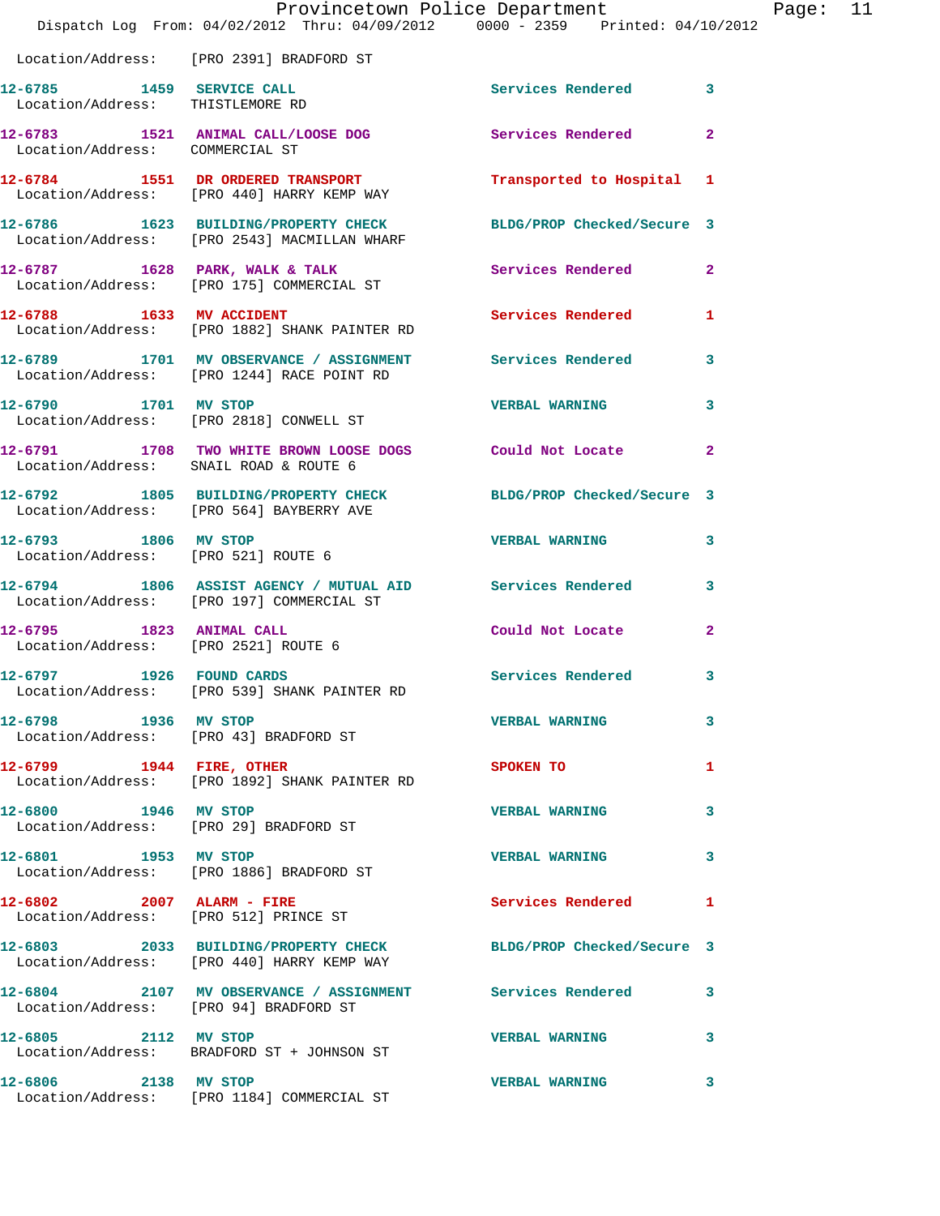Location/Address: [PRO 2391] BRADFORD ST

| Call # | Time | Call Reason | Action | Priority |
|---|---|---|---|---|
| 12-6785 | 1459 | SERVICE CALL | Services Rendered | 3 |
| Location/Address: THISTLEMORE RD | | | | |
| 12-6783 | 1521 | ANIMAL CALL/LOOSE DOG | Services Rendered | 2 |
| Location/Address: COMMERCIAL ST | | | | |
| 12-6784 | 1551 | DR ORDERED TRANSPORT | Transported to Hospital | 1 |
| Location/Address: [PRO 440] HARRY KEMP WAY | | | | |
| 12-6786 | 1623 | BUILDING/PROPERTY CHECK | BLDG/PROP Checked/Secure | 3 |
| Location/Address: [PRO 2543] MACMILLAN WHARF | | | | |
| 12-6787 | 1628 | PARK, WALK & TALK | Services Rendered | 2 |
| Location/Address: [PRO 175] COMMERCIAL ST | | | | |
| 12-6788 | 1633 | MV ACCIDENT | Services Rendered | 1 |
| Location/Address: [PRO 1882] SHANK PAINTER RD | | | | |
| 12-6789 | 1701 | MV OBSERVANCE / ASSIGNMENT | Services Rendered | 3 |
| Location/Address: [PRO 1244] RACE POINT RD | | | | |
| 12-6790 | 1701 | MV STOP | VERBAL WARNING | 3 |
| Location/Address: [PRO 2818] CONWELL ST | | | | |
| 12-6791 | 1708 | TWO WHITE BROWN LOOSE DOGS | Could Not Locate | 2 |
| Location/Address: SNAIL ROAD & ROUTE 6 | | | | |
| 12-6792 | 1805 | BUILDING/PROPERTY CHECK | BLDG/PROP Checked/Secure | 3 |
| Location/Address: [PRO 564] BAYBERRY AVE | | | | |
| 12-6793 | 1806 | MV STOP | VERBAL WARNING | 3 |
| Location/Address: [PRO 521] ROUTE 6 | | | | |
| 12-6794 | 1806 | ASSIST AGENCY / MUTUAL AID | Services Rendered | 3 |
| Location/Address: [PRO 197] COMMERCIAL ST | | | | |
| 12-6795 | 1823 | ANIMAL CALL | Could Not Locate | 2 |
| Location/Address: [PRO 2521] ROUTE 6 | | | | |
| 12-6797 | 1926 | FOUND CARDS | Services Rendered | 3 |
| Location/Address: [PRO 539] SHANK PAINTER RD | | | | |
| 12-6798 | 1936 | MV STOP | VERBAL WARNING | 3 |
| Location/Address: [PRO 43] BRADFORD ST | | | | |
| 12-6799 | 1944 | FIRE, OTHER | SPOKEN TO | 1 |
| Location/Address: [PRO 1892] SHANK PAINTER RD | | | | |
| 12-6800 | 1946 | MV STOP | VERBAL WARNING | 3 |
| Location/Address: [PRO 29] BRADFORD ST | | | | |
| 12-6801 | 1953 | MV STOP | VERBAL WARNING | 3 |
| Location/Address: [PRO 1886] BRADFORD ST | | | | |
| 12-6802 | 2007 | ALARM - FIRE | Services Rendered | 1 |
| Location/Address: [PRO 512] PRINCE ST | | | | |
| 12-6803 | 2033 | BUILDING/PROPERTY CHECK | BLDG/PROP Checked/Secure | 3 |
| Location/Address: [PRO 440] HARRY KEMP WAY | | | | |
| 12-6804 | 2107 | MV OBSERVANCE / ASSIGNMENT | Services Rendered | 3 |
| Location/Address: [PRO 94] BRADFORD ST | | | | |
| 12-6805 | 2112 | MV STOP | VERBAL WARNING | 3 |
| Location/Address: BRADFORD ST + JOHNSON ST | | | | |
| 12-6806 | 2138 | MV STOP | VERBAL WARNING | 3 |
| Location/Address: [PRO 1184] COMMERCIAL ST | | | | |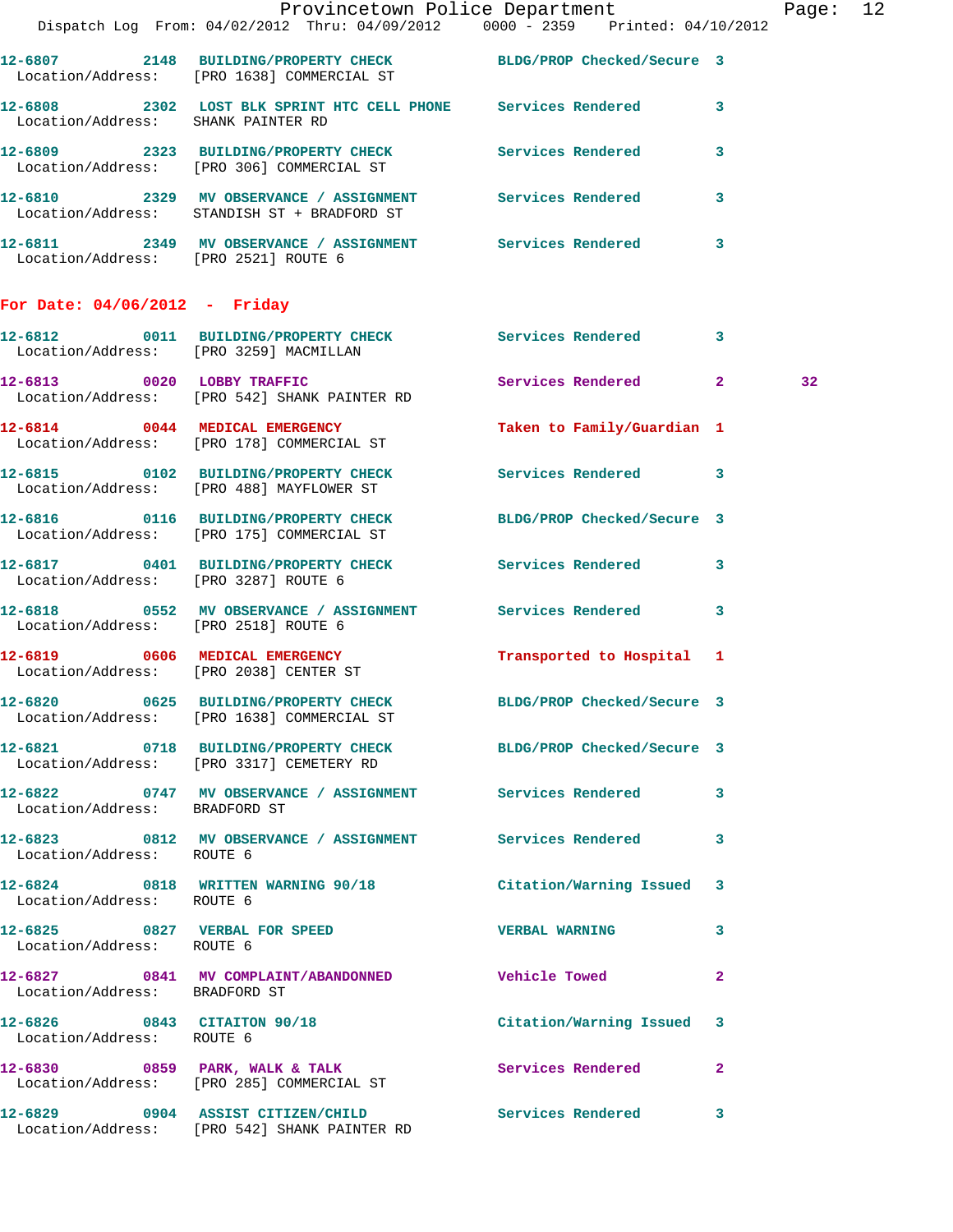12-6807 2148 BUILDING/PROPERTY CHECK BLDG/PROP Checked/Secure 3
Location/Address: [PRO 1638] COMMERCIAL ST

12-6808 2302 LOST BLK SPRINT HTC CELL PHONE Services Rendered 3
Location/Address: SHANK PAINTER RD

12-6809 2323 BUILDING/PROPERTY CHECK Services Rendered 3
Location/Address: [PRO 306] COMMERCIAL ST

12-6810 2329 MV OBSERVANCE / ASSIGNMENT Services Rendered 3
Location/Address: STANDISH ST + BRADFORD ST

12-6811 2349 MV OBSERVANCE / ASSIGNMENT Services Rendered 3
Location/Address: [PRO 2521] ROUTE 6

**For Date: 04/06/2012 - Friday**

12-6812 0011 BUILDING/PROPERTY CHECK Services Rendered 3
Location/Address: [PRO 3259] MACMILLAN

12-6813 0020 LOBBY TRAFFIC Services Rendered 2 32
Location/Address: [PRO 542] SHANK PAINTER RD

12-6814 0044 MEDICAL EMERGENCY Taken to Family/Guardian 1
Location/Address: [PRO 178] COMMERCIAL ST

12-6815 0102 BUILDING/PROPERTY CHECK Services Rendered 3
Location/Address: [PRO 488] MAYFLOWER ST

12-6816 0116 BUILDING/PROPERTY CHECK BLDG/PROP Checked/Secure 3
Location/Address: [PRO 175] COMMERCIAL ST

12-6817 0401 BUILDING/PROPERTY CHECK Services Rendered 3
Location/Address: [PRO 3287] ROUTE 6

12-6818 0552 MV OBSERVANCE / ASSIGNMENT Services Rendered 3
Location/Address: [PRO 2518] ROUTE 6

12-6819 0606 MEDICAL EMERGENCY Transported to Hospital 1
Location/Address: [PRO 2038] CENTER ST

12-6820 0625 BUILDING/PROPERTY CHECK BLDG/PROP Checked/Secure 3
Location/Address: [PRO 1638] COMMERCIAL ST

12-6821 0718 BUILDING/PROPERTY CHECK BLDG/PROP Checked/Secure 3
Location/Address: [PRO 3317] CEMETERY RD

12-6822 0747 MV OBSERVANCE / ASSIGNMENT Services Rendered 3
Location/Address: BRADFORD ST

12-6823 0812 MV OBSERVANCE / ASSIGNMENT Services Rendered 3
Location/Address: ROUTE 6

12-6824 0818 WRITTEN WARNING 90/18 Citation/Warning Issued 3
Location/Address: ROUTE 6

12-6825 0827 VERBAL FOR SPEED VERBAL WARNING 3
Location/Address: ROUTE 6

12-6827 0841 MV COMPLAINT/ABANDONNED Vehicle Towed 2
Location/Address: BRADFORD ST

12-6826 0843 CITAITON 90/18 Citation/Warning Issued 3
Location/Address: ROUTE 6

12-6830 0859 PARK, WALK & TALK Services Rendered 2
Location/Address: [PRO 285] COMMERCIAL ST

12-6829 0904 ASSIST CITIZEN/CHILD Services Rendered 3
Location/Address: [PRO 542] SHANK PAINTER RD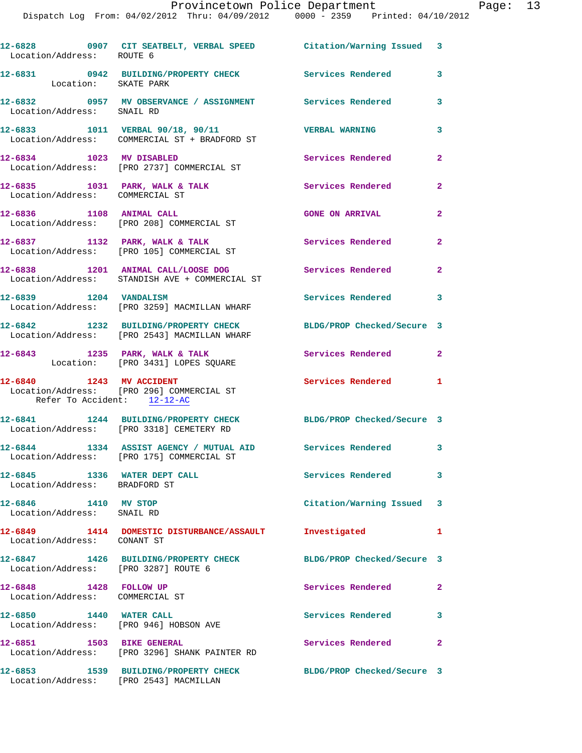12-6828 0907 CIT SEATBELT, VERBAL SPEED Citation/Warning Issued 3
Location/Address: ROUTE 6

12-6831 0942 BUILDING/PROPERTY CHECK Services Rendered 3
Location: SKATE PARK

12-6832 0957 MV OBSERVANCE / ASSIGNMENT Services Rendered 3
Location/Address: SNAIL RD

12-6833 1011 VERBAL 90/18, 90/11 VERBAL WARNING 3
Location/Address: COMMERCIAL ST + BRADFORD ST

12-6834 1023 MV DISABLED Services Rendered 2
Location/Address: [PRO 2737] COMMERCIAL ST

12-6835 1031 PARK, WALK & TALK Services Rendered 2
Location/Address: COMMERCIAL ST

12-6836 1108 ANIMAL CALL GONE ON ARRIVAL 2
Location/Address: [PRO 208] COMMERCIAL ST

12-6837 1132 PARK, WALK & TALK Services Rendered 2
Location/Address: [PRO 105] COMMERCIAL ST

12-6838 1201 ANIMAL CALL/LOOSE DOG Services Rendered 2
Location/Address: STANDISH AVE + COMMERCIAL ST

12-6839 1204 VANDALISM Services Rendered 3
Location/Address: [PRO 3259] MACMILLAN WHARF

12-6842 1232 BUILDING/PROPERTY CHECK BLDG/PROP Checked/Secure 3
Location/Address: [PRO 2543] MACMILLAN WHARF

12-6843 1235 PARK, WALK & TALK Services Rendered 2
Location: [PRO 3431] LOPES SQUARE

12-6840 1243 MV ACCIDENT Services Rendered 1
Location/Address: [PRO 296] COMMERCIAL ST
Refer To Accident: 12-12-AC

12-6841 1244 BUILDING/PROPERTY CHECK BLDG/PROP Checked/Secure 3
Location/Address: [PRO 3318] CEMETERY RD

12-6844 1334 ASSIST AGENCY / MUTUAL AID Services Rendered 3
Location/Address: [PRO 175] COMMERCIAL ST

12-6845 1336 WATER DEPT CALL Services Rendered 3
Location/Address: BRADFORD ST

12-6846 1410 MV STOP Citation/Warning Issued 3
Location/Address: SNAIL RD

12-6849 1414 DOMESTIC DISTURBANCE/ASSAULT Investigated 1
Location/Address: CONANT ST

12-6847 1426 BUILDING/PROPERTY CHECK BLDG/PROP Checked/Secure 3
Location/Address: [PRO 3287] ROUTE 6

12-6848 1428 FOLLOW UP Services Rendered 2
Location/Address: COMMERCIAL ST

12-6850 1440 WATER CALL Services Rendered 3
Location/Address: [PRO 946] HOBSON AVE

12-6851 1503 BIKE GENERAL Services Rendered 2
Location/Address: [PRO 3296] SHANK PAINTER RD

12-6853 1539 BUILDING/PROPERTY CHECK BLDG/PROP Checked/Secure 3
Location/Address: [PRO 2543] MACMILLAN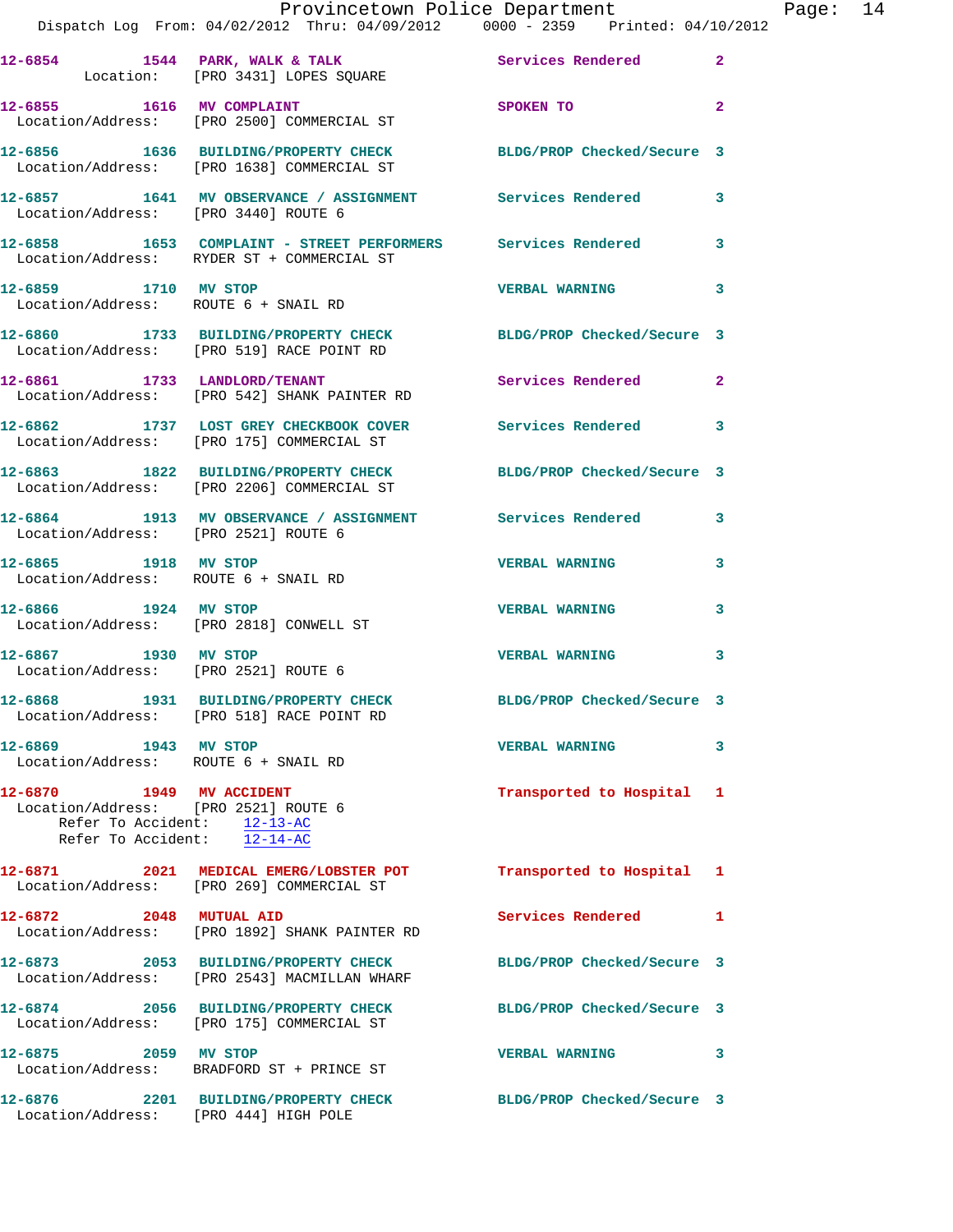| Call Number | Time | Call Reason | Action | Priority |
|---|---|---|---|---|
| 12-6854 | 1544 | PARK, WALK & TALK | Services Rendered | 2 |
| Location: [PRO 3431] LOPES SQUARE | | | | |
| 12-6855 | 1616 | MV COMPLAINT | SPOKEN TO | 2 |
| Location/Address: [PRO 2500] COMMERCIAL ST | | | | |
| 12-6856 | 1636 | BUILDING/PROPERTY CHECK | BLDG/PROP Checked/Secure | 3 |
| Location/Address: [PRO 1638] COMMERCIAL ST | | | | |
| 12-6857 | 1641 | MV OBSERVANCE / ASSIGNMENT | Services Rendered | 3 |
| Location/Address: [PRO 3440] ROUTE 6 | | | | |
| 12-6858 | 1653 | COMPLAINT - STREET PERFORMERS | Services Rendered | 3 |
| Location/Address: RYDER ST + COMMERCIAL ST | | | | |
| 12-6859 | 1710 | MV STOP | VERBAL WARNING | 3 |
| Location/Address: ROUTE 6 + SNAIL RD | | | | |
| 12-6860 | 1733 | BUILDING/PROPERTY CHECK | BLDG/PROP Checked/Secure | 3 |
| Location/Address: [PRO 519] RACE POINT RD | | | | |
| 12-6861 | 1733 | LANDLORD/TENANT | Services Rendered | 2 |
| Location/Address: [PRO 542] SHANK PAINTER RD | | | | |
| 12-6862 | 1737 | LOST GREY CHECKBOOK COVER | Services Rendered | 3 |
| Location/Address: [PRO 175] COMMERCIAL ST | | | | |
| 12-6863 | 1822 | BUILDING/PROPERTY CHECK | BLDG/PROP Checked/Secure | 3 |
| Location/Address: [PRO 2206] COMMERCIAL ST | | | | |
| 12-6864 | 1913 | MV OBSERVANCE / ASSIGNMENT | Services Rendered | 3 |
| Location/Address: [PRO 2521] ROUTE 6 | | | | |
| 12-6865 | 1918 | MV STOP | VERBAL WARNING | 3 |
| Location/Address: ROUTE 6 + SNAIL RD | | | | |
| 12-6866 | 1924 | MV STOP | VERBAL WARNING | 3 |
| Location/Address: [PRO 2818] CONWELL ST | | | | |
| 12-6867 | 1930 | MV STOP | VERBAL WARNING | 3 |
| Location/Address: [PRO 2521] ROUTE 6 | | | | |
| 12-6868 | 1931 | BUILDING/PROPERTY CHECK | BLDG/PROP Checked/Secure | 3 |
| Location/Address: [PRO 518] RACE POINT RD | | | | |
| 12-6869 | 1943 | MV STOP | VERBAL WARNING | 3 |
| Location/Address: ROUTE 6 + SNAIL RD | | | | |
| 12-6870 | 1949 | MV ACCIDENT | Transported to Hospital | 1 |
| Location/Address: [PRO 2521] ROUTE 6 — Refer To Accident: 12-13-AC — Refer To Accident: 12-14-AC | | | | |
| 12-6871 | 2021 | MEDICAL EMERG/LOBSTER POT | Transported to Hospital | 1 |
| Location/Address: [PRO 269] COMMERCIAL ST | | | | |
| 12-6872 | 2048 | MUTUAL AID | Services Rendered | 1 |
| Location/Address: [PRO 1892] SHANK PAINTER RD | | | | |
| 12-6873 | 2053 | BUILDING/PROPERTY CHECK | BLDG/PROP Checked/Secure | 3 |
| Location/Address: [PRO 2543] MACMILLAN WHARF | | | | |
| 12-6874 | 2056 | BUILDING/PROPERTY CHECK | BLDG/PROP Checked/Secure | 3 |
| Location/Address: [PRO 175] COMMERCIAL ST | | | | |
| 12-6875 | 2059 | MV STOP | VERBAL WARNING | 3 |
| Location/Address: BRADFORD ST + PRINCE ST | | | | |
| 12-6876 | 2201 | BUILDING/PROPERTY CHECK | BLDG/PROP Checked/Secure | 3 |
| Location/Address: [PRO 444] HIGH POLE | | | | |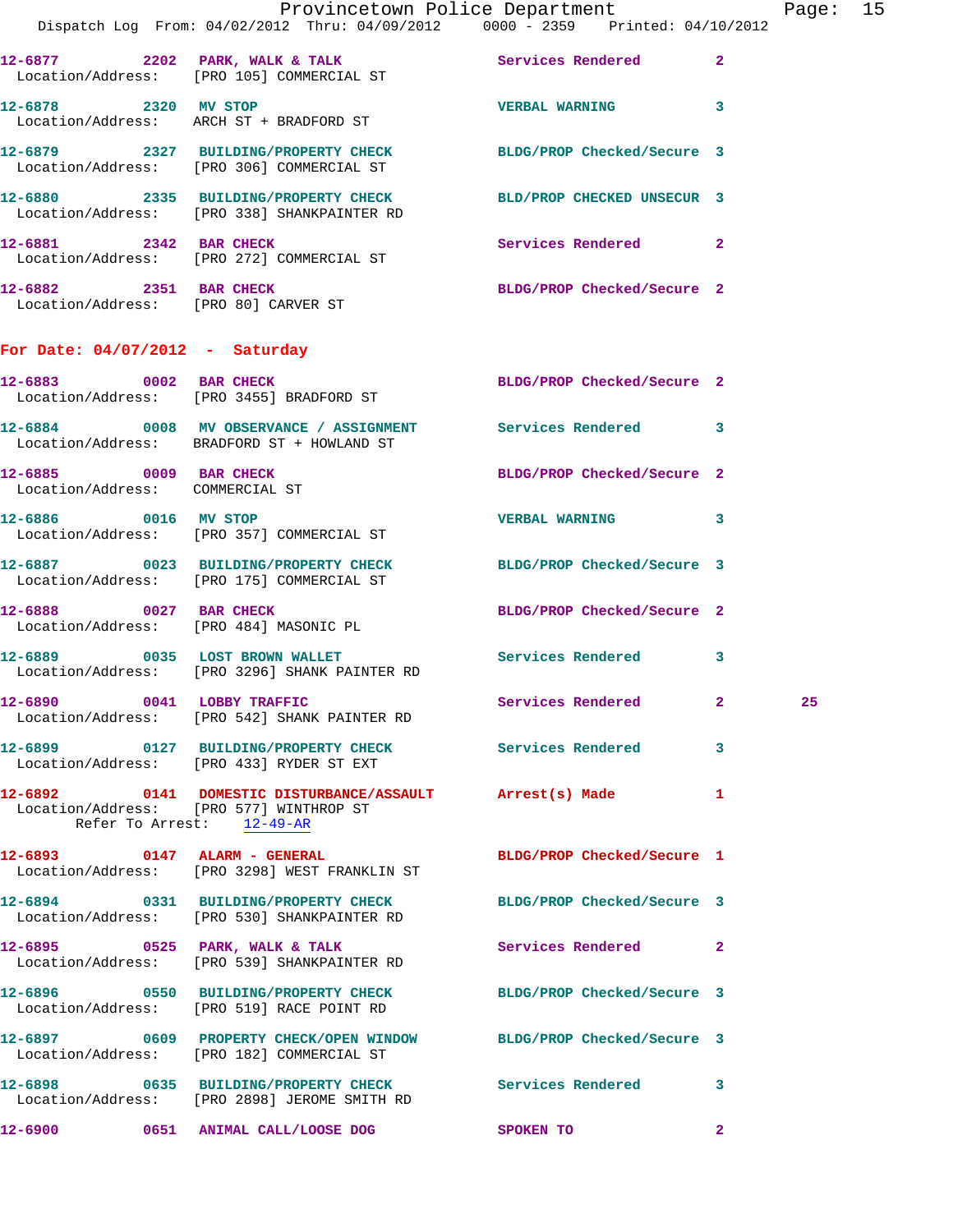12-6877 2202 PARK, WALK & TALK Services Rendered 2
Location/Address: [PRO 105] COMMERCIAL ST

12-6878 2320 MV STOP VERBAL WARNING 3
Location/Address: ARCH ST + BRADFORD ST

12-6879 2327 BUILDING/PROPERTY CHECK BLDG/PROP Checked/Secure 3
Location/Address: [PRO 306] COMMERCIAL ST

12-6880 2335 BUILDING/PROPERTY CHECK BLD/PROP CHECKED UNSECUR 3
Location/Address: [PRO 338] SHANKPAINTER RD

12-6881 2342 BAR CHECK Services Rendered 2
Location/Address: [PRO 272] COMMERCIAL ST

12-6882 2351 BAR CHECK BLDG/PROP Checked/Secure 2
Location/Address: [PRO 80] CARVER ST

**For Date: 04/07/2012 - Saturday**

12-6883 0002 BAR CHECK BLDG/PROP Checked/Secure 2
Location/Address: [PRO 3455] BRADFORD ST

12-6884 0008 MV OBSERVANCE / ASSIGNMENT Services Rendered 3
Location/Address: BRADFORD ST + HOWLAND ST

12-6885 0009 BAR CHECK BLDG/PROP Checked/Secure 2
Location/Address: COMMERCIAL ST

12-6886 0016 MV STOP VERBAL WARNING 3
Location/Address: [PRO 357] COMMERCIAL ST

12-6887 0023 BUILDING/PROPERTY CHECK BLDG/PROP Checked/Secure 3
Location/Address: [PRO 175] COMMERCIAL ST

12-6888 0027 BAR CHECK BLDG/PROP Checked/Secure 2
Location/Address: [PRO 484] MASONIC PL

12-6889 0035 LOST BROWN WALLET Services Rendered 3
Location/Address: [PRO 3296] SHANK PAINTER RD

12-6890 0041 LOBBY TRAFFIC Services Rendered 2 25
Location/Address: [PRO 542] SHANK PAINTER RD

12-6899 0127 BUILDING/PROPERTY CHECK Services Rendered 3
Location/Address: [PRO 433] RYDER ST EXT

12-6892 0141 DOMESTIC DISTURBANCE/ASSAULT Arrest(s) Made 1
Location/Address: [PRO 577] WINTHROP ST
Refer To Arrest: 12-49-AR

12-6893 0147 ALARM - GENERAL BLDG/PROP Checked/Secure 1
Location/Address: [PRO 3298] WEST FRANKLIN ST

12-6894 0331 BUILDING/PROPERTY CHECK BLDG/PROP Checked/Secure 3
Location/Address: [PRO 530] SHANKPAINTER RD

12-6895 0525 PARK, WALK & TALK Services Rendered 2
Location/Address: [PRO 539] SHANKPAINTER RD

12-6896 0550 BUILDING/PROPERTY CHECK BLDG/PROP Checked/Secure 3
Location/Address: [PRO 519] RACE POINT RD

12-6897 0609 PROPERTY CHECK/OPEN WINDOW BLDG/PROP Checked/Secure 3
Location/Address: [PRO 182] COMMERCIAL ST

12-6898 0635 BUILDING/PROPERTY CHECK Services Rendered 3
Location/Address: [PRO 2898] JEROME SMITH RD

12-6900 0651 ANIMAL CALL/LOOSE DOG SPOKEN TO 2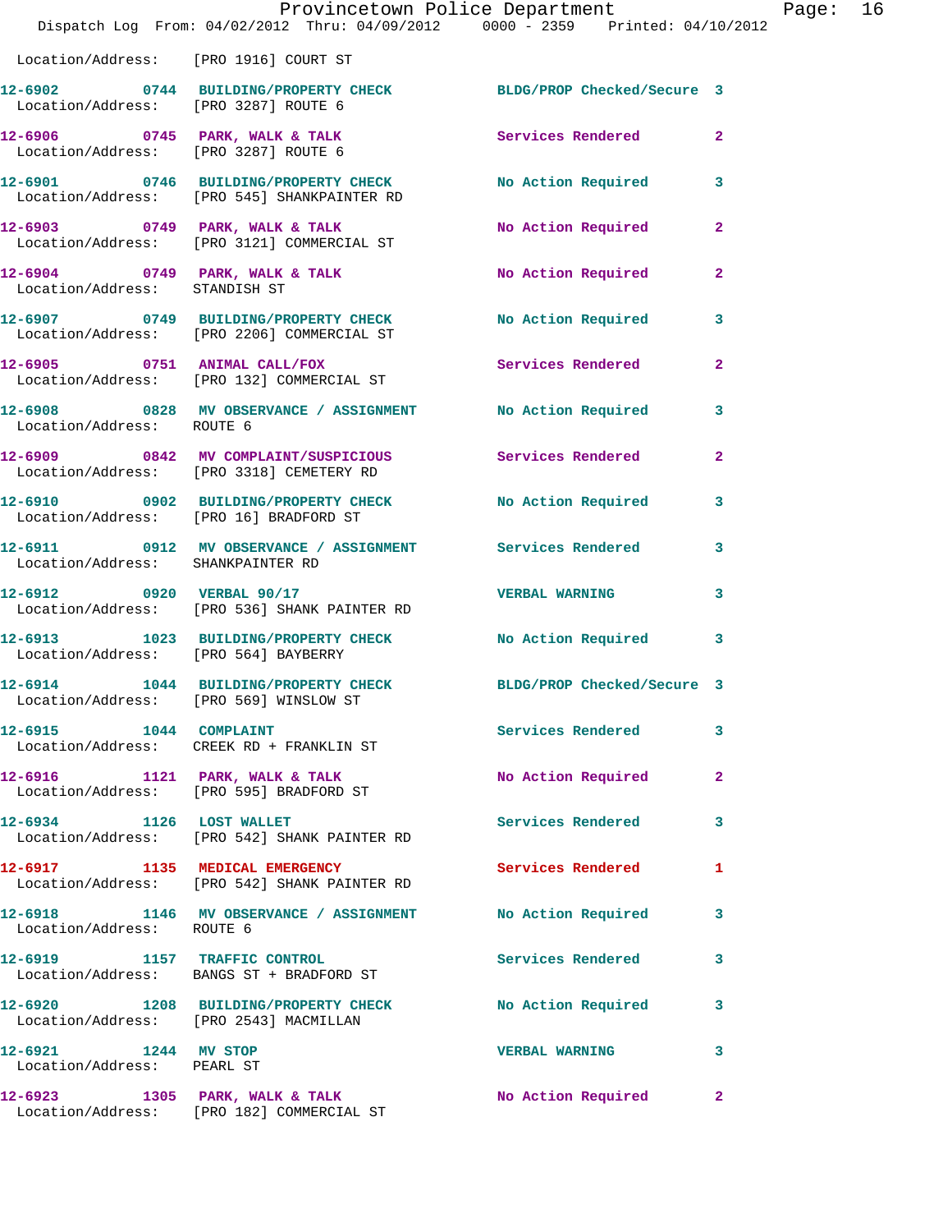Location/Address: [PRO 1916] COURT ST

| Call # | Time | Call Reason | Action | Priority |
|---|---|---|---|---|
| 12-6902 | 0744 | BUILDING/PROPERTY CHECK | BLDG/PROP Checked/Secure | 3 |
| Location/Address: [PRO 3287] ROUTE 6 | | | | |
| 12-6906 | 0745 | PARK, WALK & TALK | Services Rendered | 2 |
| Location/Address: [PRO 3287] ROUTE 6 | | | | |
| 12-6901 | 0746 | BUILDING/PROPERTY CHECK | No Action Required | 3 |
| Location/Address: [PRO 545] SHANKPAINTER RD | | | | |
| 12-6903 | 0749 | PARK, WALK & TALK | No Action Required | 2 |
| Location/Address: [PRO 3121] COMMERCIAL ST | | | | |
| 12-6904 | 0749 | PARK, WALK & TALK | No Action Required | 2 |
| Location/Address: STANDISH ST | | | | |
| 12-6907 | 0749 | BUILDING/PROPERTY CHECK | No Action Required | 3 |
| Location/Address: [PRO 2206] COMMERCIAL ST | | | | |
| 12-6905 | 0751 | ANIMAL CALL/FOX | Services Rendered | 2 |
| Location/Address: [PRO 132] COMMERCIAL ST | | | | |
| 12-6908 | 0828 | MV OBSERVANCE / ASSIGNMENT | No Action Required | 3 |
| Location/Address: ROUTE 6 | | | | |
| 12-6909 | 0842 | MV COMPLAINT/SUSPICIOUS | Services Rendered | 2 |
| Location/Address: [PRO 3318] CEMETERY RD | | | | |
| 12-6910 | 0902 | BUILDING/PROPERTY CHECK | No Action Required | 3 |
| Location/Address: [PRO 16] BRADFORD ST | | | | |
| 12-6911 | 0912 | MV OBSERVANCE / ASSIGNMENT | Services Rendered | 3 |
| Location/Address: SHANKPAINTER RD | | | | |
| 12-6912 | 0920 | VERBAL 90/17 | VERBAL WARNING | 3 |
| Location/Address: [PRO 536] SHANK PAINTER RD | | | | |
| 12-6913 | 1023 | BUILDING/PROPERTY CHECK | No Action Required | 3 |
| Location/Address: [PRO 564] BAYBERRY | | | | |
| 12-6914 | 1044 | BUILDING/PROPERTY CHECK | BLDG/PROP Checked/Secure | 3 |
| Location/Address: [PRO 569] WINSLOW ST | | | | |
| 12-6915 | 1044 | COMPLAINT | Services Rendered | 3 |
| Location/Address: CREEK RD + FRANKLIN ST | | | | |
| 12-6916 | 1121 | PARK, WALK & TALK | No Action Required | 2 |
| Location/Address: [PRO 595] BRADFORD ST | | | | |
| 12-6934 | 1126 | LOST WALLET | Services Rendered | 3 |
| Location/Address: [PRO 542] SHANK PAINTER RD | | | | |
| 12-6917 | 1135 | MEDICAL EMERGENCY | Services Rendered | 1 |
| Location/Address: [PRO 542] SHANK PAINTER RD | | | | |
| 12-6918 | 1146 | MV OBSERVANCE / ASSIGNMENT | No Action Required | 3 |
| Location/Address: ROUTE 6 | | | | |
| 12-6919 | 1157 | TRAFFIC CONTROL | Services Rendered | 3 |
| Location/Address: BANGS ST + BRADFORD ST | | | | |
| 12-6920 | 1208 | BUILDING/PROPERTY CHECK | No Action Required | 3 |
| Location/Address: [PRO 2543] MACMILLAN | | | | |
| 12-6921 | 1244 | MV STOP | VERBAL WARNING | 3 |
| Location/Address: PEARL ST | | | | |
| 12-6923 | 1305 | PARK, WALK & TALK | No Action Required | 2 |
| Location/Address: [PRO 182] COMMERCIAL ST | | | | |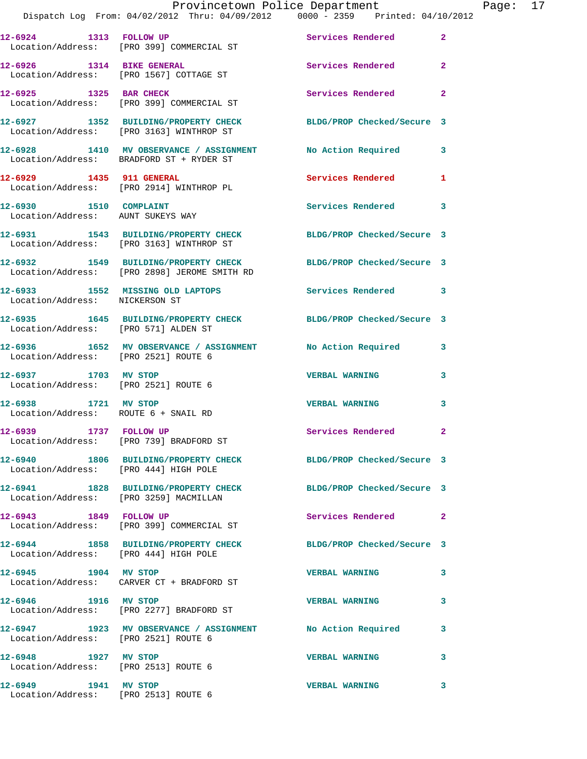12-6924 1313 FOLLOW UP Services Rendered 2
Location/Address: [PRO 399] COMMERCIAL ST

12-6926 1314 BIKE GENERAL Services Rendered 2
Location/Address: [PRO 1567] COTTAGE ST

12-6925 1325 BAR CHECK Services Rendered 2
Location/Address: [PRO 399] COMMERCIAL ST

12-6927 1352 BUILDING/PROPERTY CHECK BLDG/PROP Checked/Secure 3
Location/Address: [PRO 3163] WINTHROP ST

12-6928 1410 MV OBSERVANCE / ASSIGNMENT No Action Required 3
Location/Address: BRADFORD ST + RYDER ST

12-6929 1435 911 GENERAL Services Rendered 1
Location/Address: [PRO 2914] WINTHROP PL

12-6930 1510 COMPLAINT Services Rendered 3
Location/Address: AUNT SUKEYS WAY

12-6931 1543 BUILDING/PROPERTY CHECK BLDG/PROP Checked/Secure 3
Location/Address: [PRO 3163] WINTHROP ST

12-6932 1549 BUILDING/PROPERTY CHECK BLDG/PROP Checked/Secure 3
Location/Address: [PRO 2898] JEROME SMITH RD

12-6933 1552 MISSING OLD LAPTOPS Services Rendered 3
Location/Address: NICKERSON ST

12-6935 1645 BUILDING/PROPERTY CHECK BLDG/PROP Checked/Secure 3
Location/Address: [PRO 571] ALDEN ST

12-6936 1652 MV OBSERVANCE / ASSIGNMENT No Action Required 3
Location/Address: [PRO 2521] ROUTE 6

12-6937 1703 MV STOP VERBAL WARNING 3
Location/Address: [PRO 2521] ROUTE 6

12-6938 1721 MV STOP VERBAL WARNING 3
Location/Address: ROUTE 6 + SNAIL RD

12-6939 1737 FOLLOW UP Services Rendered 2
Location/Address: [PRO 739] BRADFORD ST

12-6940 1806 BUILDING/PROPERTY CHECK BLDG/PROP Checked/Secure 3
Location/Address: [PRO 444] HIGH POLE

12-6941 1828 BUILDING/PROPERTY CHECK BLDG/PROP Checked/Secure 3
Location/Address: [PRO 3259] MACMILLAN

12-6943 1849 FOLLOW UP Services Rendered 2
Location/Address: [PRO 399] COMMERCIAL ST

12-6944 1858 BUILDING/PROPERTY CHECK BLDG/PROP Checked/Secure 3
Location/Address: [PRO 444] HIGH POLE

12-6945 1904 MV STOP VERBAL WARNING 3
Location/Address: CARVER CT + BRADFORD ST

12-6946 1916 MV STOP VERBAL WARNING 3
Location/Address: [PRO 2277] BRADFORD ST

12-6947 1923 MV OBSERVANCE / ASSIGNMENT No Action Required 3
Location/Address: [PRO 2521] ROUTE 6

12-6948 1927 MV STOP VERBAL WARNING 3
Location/Address: [PRO 2513] ROUTE 6

12-6949 1941 MV STOP VERBAL WARNING 3
Location/Address: [PRO 2513] ROUTE 6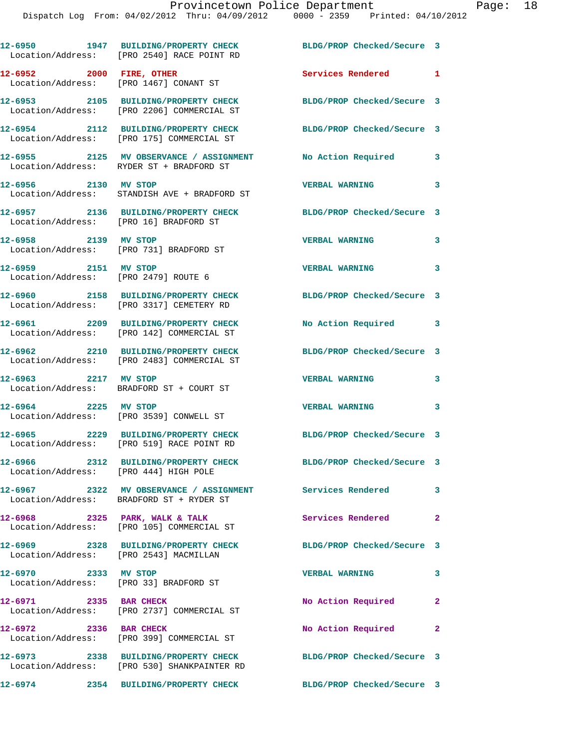12-6950 1947 BUILDING/PROPERTY CHECK BLDG/PROP Checked/Secure 3
Location/Address: [PRO 2540] RACE POINT RD

12-6952 2000 FIRE, OTHER Services Rendered 1
Location/Address: [PRO 1467] CONANT ST

12-6953 2105 BUILDING/PROPERTY CHECK BLDG/PROP Checked/Secure 3
Location/Address: [PRO 2206] COMMERCIAL ST

12-6954 2112 BUILDING/PROPERTY CHECK BLDG/PROP Checked/Secure 3
Location/Address: [PRO 175] COMMERCIAL ST

12-6955 2125 MV OBSERVANCE / ASSIGNMENT No Action Required 3
Location/Address: RYDER ST + BRADFORD ST

12-6956 2130 MV STOP VERBAL WARNING 3
Location/Address: STANDISH AVE + BRADFORD ST

12-6957 2136 BUILDING/PROPERTY CHECK BLDG/PROP Checked/Secure 3
Location/Address: [PRO 16] BRADFORD ST

12-6958 2139 MV STOP VERBAL WARNING 3
Location/Address: [PRO 731] BRADFORD ST

12-6959 2151 MV STOP VERBAL WARNING 3
Location/Address: [PRO 2479] ROUTE 6

12-6960 2158 BUILDING/PROPERTY CHECK BLDG/PROP Checked/Secure 3
Location/Address: [PRO 3317] CEMETERY RD

12-6961 2209 BUILDING/PROPERTY CHECK No Action Required 3
Location/Address: [PRO 142] COMMERCIAL ST

12-6962 2210 BUILDING/PROPERTY CHECK BLDG/PROP Checked/Secure 3
Location/Address: [PRO 2483] COMMERCIAL ST

12-6963 2217 MV STOP VERBAL WARNING 3
Location/Address: BRADFORD ST + COURT ST

12-6964 2225 MV STOP VERBAL WARNING 3
Location/Address: [PRO 3539] CONWELL ST

12-6965 2229 BUILDING/PROPERTY CHECK BLDG/PROP Checked/Secure 3
Location/Address: [PRO 519] RACE POINT RD

12-6966 2312 BUILDING/PROPERTY CHECK BLDG/PROP Checked/Secure 3
Location/Address: [PRO 444] HIGH POLE

12-6967 2322 MV OBSERVANCE / ASSIGNMENT Services Rendered 3
Location/Address: BRADFORD ST + RYDER ST

12-6968 2325 PARK, WALK & TALK Services Rendered 2
Location/Address: [PRO 105] COMMERCIAL ST

12-6969 2328 BUILDING/PROPERTY CHECK BLDG/PROP Checked/Secure 3
Location/Address: [PRO 2543] MACMILLAN

12-6970 2333 MV STOP VERBAL WARNING 3
Location/Address: [PRO 33] BRADFORD ST

12-6971 2335 BAR CHECK No Action Required 2
Location/Address: [PRO 2737] COMMERCIAL ST

12-6972 2336 BAR CHECK No Action Required 2
Location/Address: [PRO 399] COMMERCIAL ST

12-6973 2338 BUILDING/PROPERTY CHECK BLDG/PROP Checked/Secure 3
Location/Address: [PRO 530] SHANKPAINTER RD

12-6974 2354 BUILDING/PROPERTY CHECK BLDG/PROP Checked/Secure 3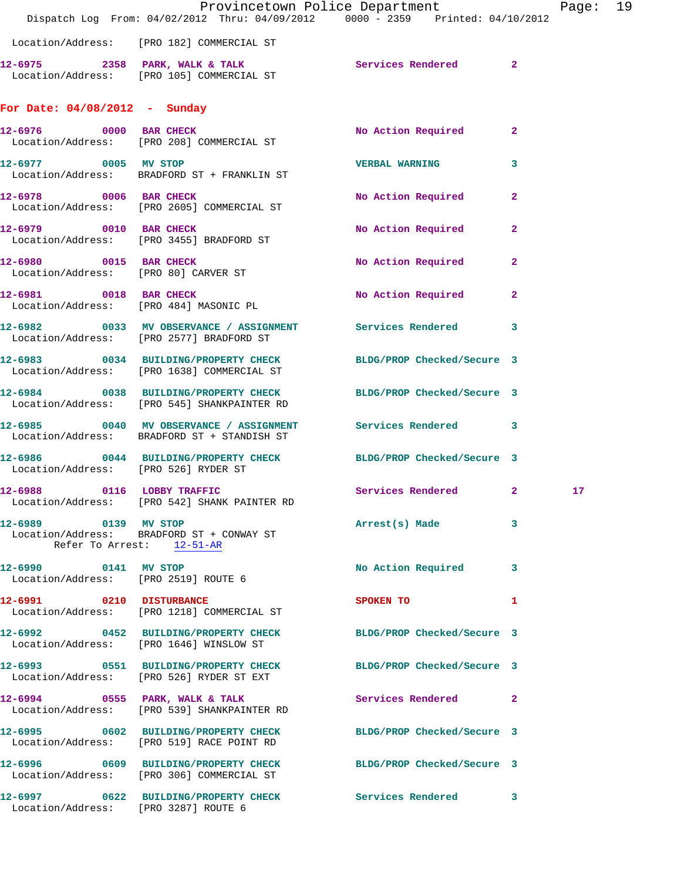Location/Address: [PRO 182] COMMERCIAL ST

**12-6975** 2358 **PARK, WALK & TALK** Services Rendered 2
Location/Address: [PRO 105] COMMERCIAL ST

## For Date: 04/08/2012 - Sunday

**12-6976** 0000 **BAR CHECK** No Action Required 2
Location/Address: [PRO 208] COMMERCIAL ST

**12-6977** 0005 **MV STOP** VERBAL WARNING 3
Location/Address: BRADFORD ST + FRANKLIN ST

**12-6978** 0006 **BAR CHECK** No Action Required 2
Location/Address: [PRO 2605] COMMERCIAL ST

**12-6979** 0010 **BAR CHECK** No Action Required 2
Location/Address: [PRO 3455] BRADFORD ST

**12-6980** 0015 **BAR CHECK** No Action Required 2
Location/Address: [PRO 80] CARVER ST

**12-6981** 0018 **BAR CHECK** No Action Required 2
Location/Address: [PRO 484] MASONIC PL

**12-6982** 0033 **MV OBSERVANCE / ASSIGNMENT** Services Rendered 3
Location/Address: [PRO 2577] BRADFORD ST

**12-6983** 0034 **BUILDING/PROPERTY CHECK** BLDG/PROP Checked/Secure 3
Location/Address: [PRO 1638] COMMERCIAL ST

**12-6984** 0038 **BUILDING/PROPERTY CHECK** BLDG/PROP Checked/Secure 3
Location/Address: [PRO 545] SHANKPAINTER RD

**12-6985** 0040 **MV OBSERVANCE / ASSIGNMENT** Services Rendered 3
Location/Address: BRADFORD ST + STANDISH ST

**12-6986** 0044 **BUILDING/PROPERTY CHECK** BLDG/PROP Checked/Secure 3
Location/Address: [PRO 526] RYDER ST

**12-6988** 0116 **LOBBY TRAFFIC** Services Rendered 2 17
Location/Address: [PRO 542] SHANK PAINTER RD

**12-6989** 0139 **MV STOP** Arrest(s) Made 3
Location/Address: BRADFORD ST + CONWAY ST
Refer To Arrest: 12-51-AR

**12-6990** 0141 **MV STOP** No Action Required 3
Location/Address: [PRO 2519] ROUTE 6

**12-6991** 0210 **DISTURBANCE** SPOKEN TO 1
Location/Address: [PRO 1218] COMMERCIAL ST

**12-6992** 0452 **BUILDING/PROPERTY CHECK** BLDG/PROP Checked/Secure 3
Location/Address: [PRO 1646] WINSLOW ST

**12-6993** 0551 **BUILDING/PROPERTY CHECK** BLDG/PROP Checked/Secure 3
Location/Address: [PRO 526] RYDER ST EXT

**12-6994** 0555 **PARK, WALK & TALK** Services Rendered 2
Location/Address: [PRO 539] SHANKPAINTER RD

**12-6995** 0602 **BUILDING/PROPERTY CHECK** BLDG/PROP Checked/Secure 3
Location/Address: [PRO 519] RACE POINT RD

**12-6996** 0609 **BUILDING/PROPERTY CHECK** BLDG/PROP Checked/Secure 3
Location/Address: [PRO 306] COMMERCIAL ST

**12-6997** 0622 **BUILDING/PROPERTY CHECK** Services Rendered 3
Location/Address: [PRO 3287] ROUTE 6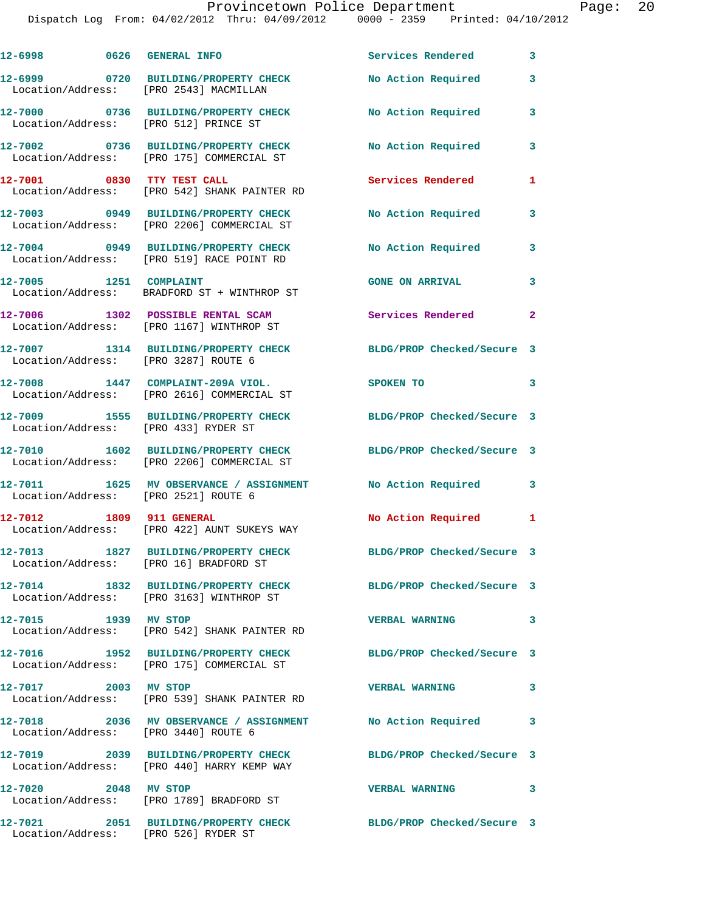12-6998 0626 GENERAL INFO Services Rendered 3

12-6999 0720 BUILDING/PROPERTY CHECK No Action Required 3
Location/Address: [PRO 2543] MACMILLAN

12-7000 0736 BUILDING/PROPERTY CHECK No Action Required 3
Location/Address: [PRO 512] PRINCE ST

12-7002 0736 BUILDING/PROPERTY CHECK No Action Required 3
Location/Address: [PRO 175] COMMERCIAL ST

12-7001 0830 TTY TEST CALL Services Rendered 1
Location/Address: [PRO 542] SHANK PAINTER RD

12-7003 0949 BUILDING/PROPERTY CHECK No Action Required 3
Location/Address: [PRO 2206] COMMERCIAL ST

12-7004 0949 BUILDING/PROPERTY CHECK No Action Required 3
Location/Address: [PRO 519] RACE POINT RD

12-7005 1251 COMPLAINT GONE ON ARRIVAL 3
Location/Address: BRADFORD ST + WINTHROP ST

12-7006 1302 POSSIBLE RENTAL SCAM Services Rendered 2
Location/Address: [PRO 1167] WINTHROP ST

12-7007 1314 BUILDING/PROPERTY CHECK BLDG/PROP Checked/Secure 3
Location/Address: [PRO 3287] ROUTE 6

12-7008 1447 COMPLAINT-209A VIOL. SPOKEN TO 3
Location/Address: [PRO 2616] COMMERCIAL ST

12-7009 1555 BUILDING/PROPERTY CHECK BLDG/PROP Checked/Secure 3
Location/Address: [PRO 433] RYDER ST

12-7010 1602 BUILDING/PROPERTY CHECK BLDG/PROP Checked/Secure 3
Location/Address: [PRO 2206] COMMERCIAL ST

12-7011 1625 MV OBSERVANCE / ASSIGNMENT No Action Required 3
Location/Address: [PRO 2521] ROUTE 6

12-7012 1809 911 GENERAL No Action Required 1
Location/Address: [PRO 422] AUNT SUKEYS WAY

12-7013 1827 BUILDING/PROPERTY CHECK BLDG/PROP Checked/Secure 3
Location/Address: [PRO 16] BRADFORD ST

12-7014 1832 BUILDING/PROPERTY CHECK BLDG/PROP Checked/Secure 3
Location/Address: [PRO 3163] WINTHROP ST

12-7015 1939 MV STOP VERBAL WARNING 3
Location/Address: [PRO 542] SHANK PAINTER RD

12-7016 1952 BUILDING/PROPERTY CHECK BLDG/PROP Checked/Secure 3
Location/Address: [PRO 175] COMMERCIAL ST

12-7017 2003 MV STOP VERBAL WARNING 3
Location/Address: [PRO 539] SHANK PAINTER RD

12-7018 2036 MV OBSERVANCE / ASSIGNMENT No Action Required 3
Location/Address: [PRO 3440] ROUTE 6

12-7019 2039 BUILDING/PROPERTY CHECK BLDG/PROP Checked/Secure 3
Location/Address: [PRO 440] HARRY KEMP WAY

12-7020 2048 MV STOP VERBAL WARNING 3
Location/Address: [PRO 1789] BRADFORD ST

12-7021 2051 BUILDING/PROPERTY CHECK BLDG/PROP Checked/Secure 3
Location/Address: [PRO 526] RYDER ST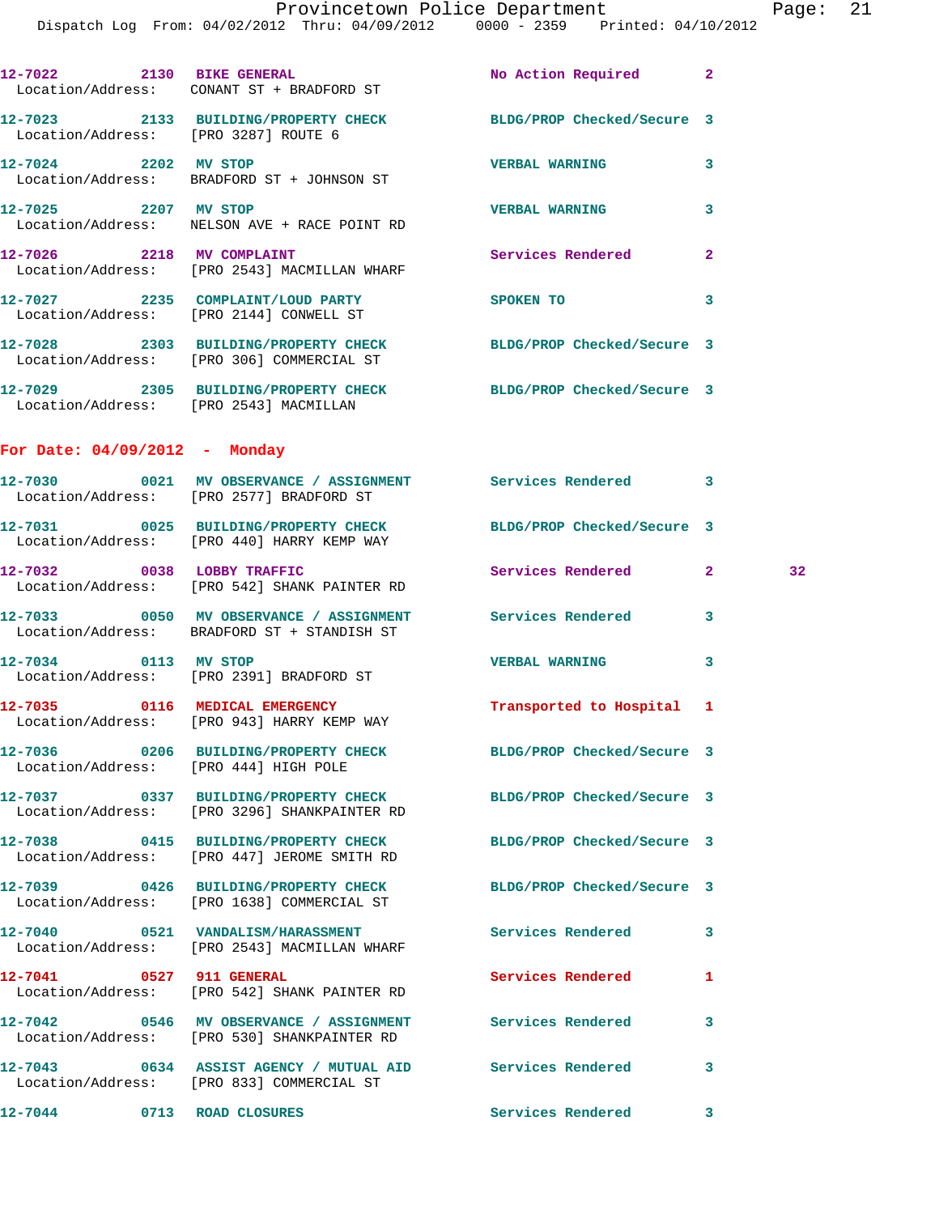12-7022 2130 BIKE GENERAL No Action Required 2
Location/Address: CONANT ST + BRADFORD ST

12-7023 2133 BUILDING/PROPERTY CHECK BLDG/PROP Checked/Secure 3
Location/Address: [PRO 3287] ROUTE 6

12-7024 2202 MV STOP VERBAL WARNING 3
Location/Address: BRADFORD ST + JOHNSON ST

12-7025 2207 MV STOP VERBAL WARNING 3
Location/Address: NELSON AVE + RACE POINT RD

12-7026 2218 MV COMPLAINT Services Rendered 2
Location/Address: [PRO 2543] MACMILLAN WHARF

12-7027 2235 COMPLAINT/LOUD PARTY SPOKEN TO 3
Location/Address: [PRO 2144] CONWELL ST

12-7028 2303 BUILDING/PROPERTY CHECK BLDG/PROP Checked/Secure 3
Location/Address: [PRO 306] COMMERCIAL ST

12-7029 2305 BUILDING/PROPERTY CHECK BLDG/PROP Checked/Secure 3
Location/Address: [PRO 2543] MACMILLAN

**For Date: 04/09/2012 - Monday**

12-7030 0021 MV OBSERVANCE / ASSIGNMENT Services Rendered 3
Location/Address: [PRO 2577] BRADFORD ST

12-7031 0025 BUILDING/PROPERTY CHECK BLDG/PROP Checked/Secure 3
Location/Address: [PRO 440] HARRY KEMP WAY

12-7032 0038 LOBBY TRAFFIC Services Rendered 2 32
Location/Address: [PRO 542] SHANK PAINTER RD

12-7033 0050 MV OBSERVANCE / ASSIGNMENT Services Rendered 3
Location/Address: BRADFORD ST + STANDISH ST

12-7034 0113 MV STOP VERBAL WARNING 3
Location/Address: [PRO 2391] BRADFORD ST

12-7035 0116 MEDICAL EMERGENCY Transported to Hospital 1
Location/Address: [PRO 943] HARRY KEMP WAY

12-7036 0206 BUILDING/PROPERTY CHECK BLDG/PROP Checked/Secure 3
Location/Address: [PRO 444] HIGH POLE

12-7037 0337 BUILDING/PROPERTY CHECK BLDG/PROP Checked/Secure 3
Location/Address: [PRO 3296] SHANKPAINTER RD

12-7038 0415 BUILDING/PROPERTY CHECK BLDG/PROP Checked/Secure 3
Location/Address: [PRO 447] JEROME SMITH RD

12-7039 0426 BUILDING/PROPERTY CHECK BLDG/PROP Checked/Secure 3
Location/Address: [PRO 1638] COMMERCIAL ST

12-7040 0521 VANDALISM/HARASSMENT Services Rendered 3
Location/Address: [PRO 2543] MACMILLAN WHARF

12-7041 0527 911 GENERAL Services Rendered 1
Location/Address: [PRO 542] SHANK PAINTER RD

12-7042 0546 MV OBSERVANCE / ASSIGNMENT Services Rendered 3
Location/Address: [PRO 530] SHANKPAINTER RD

12-7043 0634 ASSIST AGENCY / MUTUAL AID Services Rendered 3
Location/Address: [PRO 833] COMMERCIAL ST

12-7044 0713 ROAD CLOSURES Services Rendered 3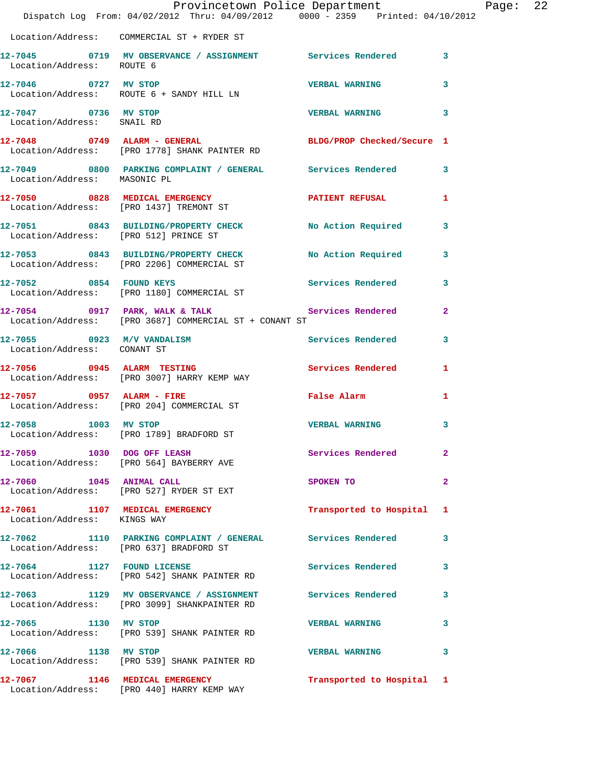Location/Address: COMMERCIAL ST + RYDER ST

| Call # | Time | Call Reason | Action | Priority |
|---|---|---|---|---|
| 12-7045 | 0719 | MV OBSERVANCE / ASSIGNMENT | Services Rendered | 3 |
| Location/Address: ROUTE 6 | | | | |
| 12-7046 | 0727 | MV STOP | VERBAL WARNING | 3 |
| Location/Address: ROUTE 6 + SANDY HILL LN | | | | |
| 12-7047 | 0736 | MV STOP | VERBAL WARNING | 3 |
| Location/Address: SNAIL RD | | | | |
| 12-7048 | 0749 | ALARM - GENERAL | BLDG/PROP Checked/Secure | 1 |
| Location/Address: [PRO 1778] SHANK PAINTER RD | | | | |
| 12-7049 | 0800 | PARKING COMPLAINT / GENERAL | Services Rendered | 3 |
| Location/Address: MASONIC PL | | | | |
| 12-7050 | 0828 | MEDICAL EMERGENCY | PATIENT REFUSAL | 1 |
| Location/Address: [PRO 1437] TREMONT ST | | | | |
| 12-7051 | 0843 | BUILDING/PROPERTY CHECK | No Action Required | 3 |
| Location/Address: [PRO 512] PRINCE ST | | | | |
| 12-7053 | 0843 | BUILDING/PROPERTY CHECK | No Action Required | 3 |
| Location/Address: [PRO 2206] COMMERCIAL ST | | | | |
| 12-7052 | 0854 | FOUND KEYS | Services Rendered | 3 |
| Location/Address: [PRO 1180] COMMERCIAL ST | | | | |
| 12-7054 | 0917 | PARK, WALK & TALK | Services Rendered | 2 |
| Location/Address: [PRO 3687] COMMERCIAL ST + CONANT ST | | | | |
| 12-7055 | 0923 | M/V VANDALISM | Services Rendered | 3 |
| Location/Address: CONANT ST | | | | |
| 12-7056 | 0945 | ALARM TESTING | Services Rendered | 1 |
| Location/Address: [PRO 3007] HARRY KEMP WAY | | | | |
| 12-7057 | 0957 | ALARM - FIRE | False Alarm | 1 |
| Location/Address: [PRO 204] COMMERCIAL ST | | | | |
| 12-7058 | 1003 | MV STOP | VERBAL WARNING | 3 |
| Location/Address: [PRO 1789] BRADFORD ST | | | | |
| 12-7059 | 1030 | DOG OFF LEASH | Services Rendered | 2 |
| Location/Address: [PRO 564] BAYBERRY AVE | | | | |
| 12-7060 | 1045 | ANIMAL CALL | SPOKEN TO | 2 |
| Location/Address: [PRO 527] RYDER ST EXT | | | | |
| 12-7061 | 1107 | MEDICAL EMERGENCY | Transported to Hospital | 1 |
| Location/Address: KINGS WAY | | | | |
| 12-7062 | 1110 | PARKING COMPLAINT / GENERAL | Services Rendered | 3 |
| Location/Address: [PRO 637] BRADFORD ST | | | | |
| 12-7064 | 1127 | FOUND LICENSE | Services Rendered | 3 |
| Location/Address: [PRO 542] SHANK PAINTER RD | | | | |
| 12-7063 | 1129 | MV OBSERVANCE / ASSIGNMENT | Services Rendered | 3 |
| Location/Address: [PRO 3099] SHANKPAINTER RD | | | | |
| 12-7065 | 1130 | MV STOP | VERBAL WARNING | 3 |
| Location/Address: [PRO 539] SHANK PAINTER RD | | | | |
| 12-7066 | 1138 | MV STOP | VERBAL WARNING | 3 |
| Location/Address: [PRO 539] SHANK PAINTER RD | | | | |
| 12-7067 | 1146 | MEDICAL EMERGENCY | Transported to Hospital | 1 |
| Location/Address: [PRO 440] HARRY KEMP WAY | | | | |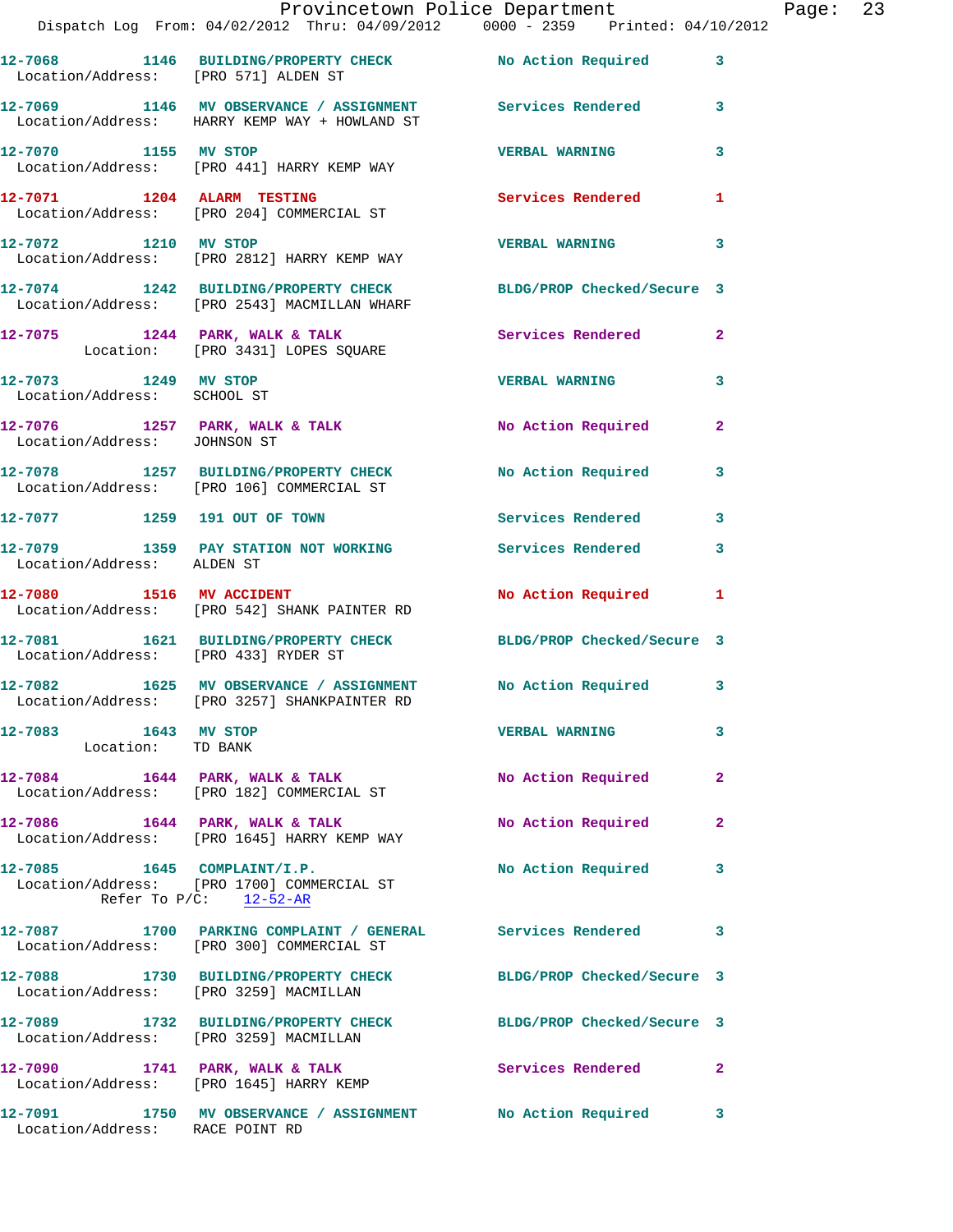12-7068 1146 BUILDING/PROPERTY CHECK No Action Required 3
Location/Address: [PRO 571] ALDEN ST

12-7069 1146 MV OBSERVANCE / ASSIGNMENT Services Rendered 3
Location/Address: HARRY KEMP WAY + HOWLAND ST

12-7070 1155 MV STOP VERBAL WARNING 3
Location/Address: [PRO 441] HARRY KEMP WAY

12-7071 1204 ALARM TESTING Services Rendered 1
Location/Address: [PRO 204] COMMERCIAL ST

12-7072 1210 MV STOP VERBAL WARNING 3
Location/Address: [PRO 2812] HARRY KEMP WAY

12-7074 1242 BUILDING/PROPERTY CHECK BLDG/PROP Checked/Secure 3
Location/Address: [PRO 2543] MACMILLAN WHARF

12-7075 1244 PARK, WALK & TALK Services Rendered 2
Location: [PRO 3431] LOPES SQUARE

12-7073 1249 MV STOP VERBAL WARNING 3
Location/Address: SCHOOL ST

12-7076 1257 PARK, WALK & TALK No Action Required 2
Location/Address: JOHNSON ST

12-7078 1257 BUILDING/PROPERTY CHECK No Action Required 3
Location/Address: [PRO 106] COMMERCIAL ST

12-7077 1259 191 OUT OF TOWN Services Rendered 3

12-7079 1359 PAY STATION NOT WORKING Services Rendered 3
Location/Address: ALDEN ST

12-7080 1516 MV ACCIDENT No Action Required 1
Location/Address: [PRO 542] SHANK PAINTER RD

12-7081 1621 BUILDING/PROPERTY CHECK BLDG/PROP Checked/Secure 3
Location/Address: [PRO 433] RYDER ST

12-7082 1625 MV OBSERVANCE / ASSIGNMENT No Action Required 3
Location/Address: [PRO 3257] SHANKPAINTER RD

12-7083 1643 MV STOP VERBAL WARNING 3
Location: TD BANK

12-7084 1644 PARK, WALK & TALK No Action Required 2
Location/Address: [PRO 182] COMMERCIAL ST

12-7086 1644 PARK, WALK & TALK No Action Required 2
Location/Address: [PRO 1645] HARRY KEMP WAY

12-7085 1645 COMPLAINT/I.P. No Action Required 3
Location/Address: [PRO 1700] COMMERCIAL ST
Refer To P/C: 12-52-AR

12-7087 1700 PARKING COMPLAINT / GENERAL Services Rendered 3
Location/Address: [PRO 300] COMMERCIAL ST

12-7088 1730 BUILDING/PROPERTY CHECK BLDG/PROP Checked/Secure 3
Location/Address: [PRO 3259] MACMILLAN

12-7089 1732 BUILDING/PROPERTY CHECK BLDG/PROP Checked/Secure 3
Location/Address: [PRO 3259] MACMILLAN

12-7090 1741 PARK, WALK & TALK Services Rendered 2
Location/Address: [PRO 1645] HARRY KEMP

12-7091 1750 MV OBSERVANCE / ASSIGNMENT No Action Required 3
Location/Address: RACE POINT RD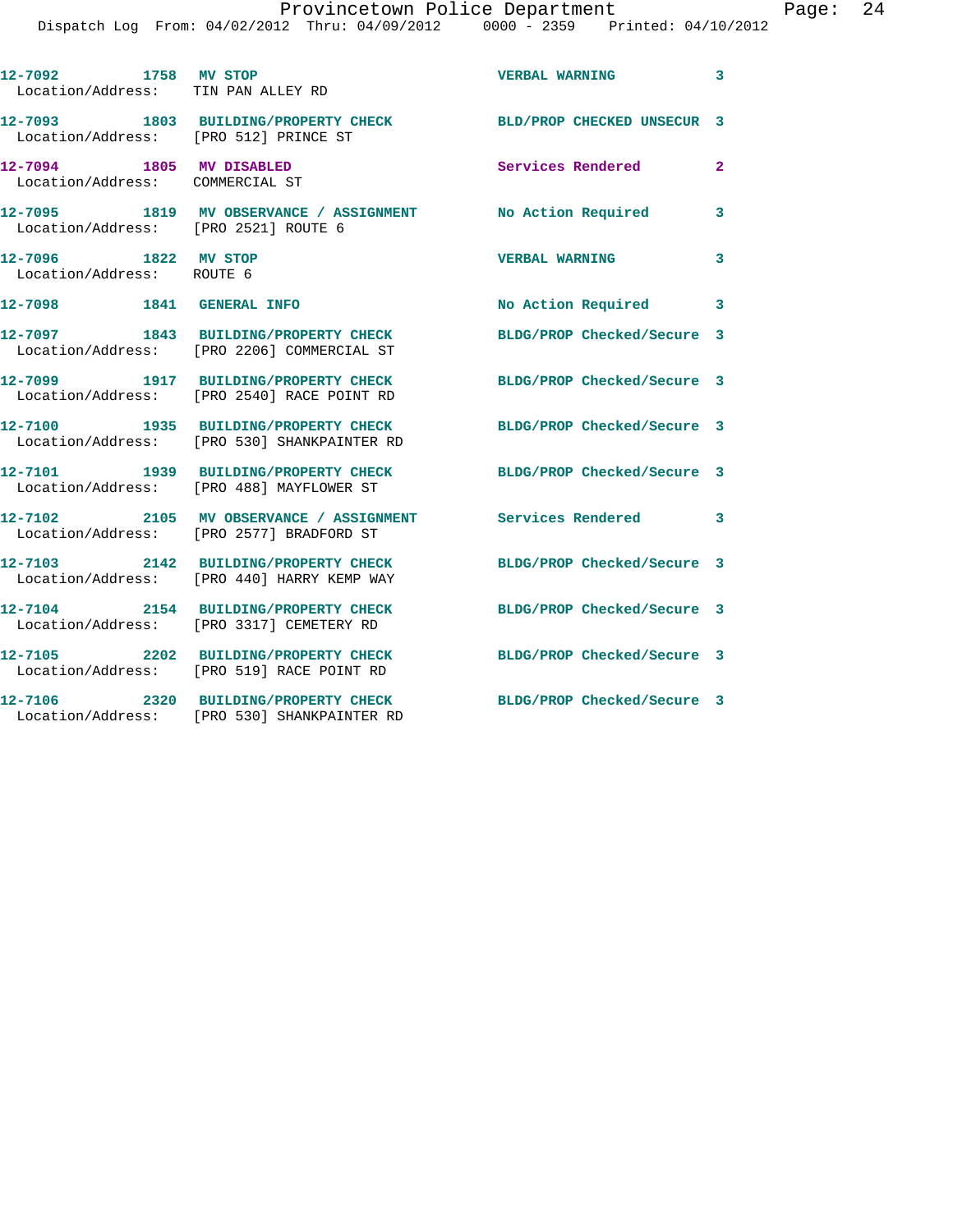12-7092 1758 MV STOP VERBAL WARNING 3
Location/Address: TIN PAN ALLEY RD

12-7093 1803 BUILDING/PROPERTY CHECK BLD/PROP CHECKED UNSECUR 3
Location/Address: [PRO 512] PRINCE ST

12-7094 1805 MV DISABLED Services Rendered 2
Location/Address: COMMERCIAL ST

12-7095 1819 MV OBSERVANCE / ASSIGNMENT No Action Required 3
Location/Address: [PRO 2521] ROUTE 6

12-7096 1822 MV STOP VERBAL WARNING 3
Location/Address: ROUTE 6

12-7098 1841 GENERAL INFO No Action Required 3

12-7097 1843 BUILDING/PROPERTY CHECK BLDG/PROP Checked/Secure 3
Location/Address: [PRO 2206] COMMERCIAL ST

12-7099 1917 BUILDING/PROPERTY CHECK BLDG/PROP Checked/Secure 3
Location/Address: [PRO 2540] RACE POINT RD

12-7100 1935 BUILDING/PROPERTY CHECK BLDG/PROP Checked/Secure 3
Location/Address: [PRO 530] SHANKPAINTER RD

12-7101 1939 BUILDING/PROPERTY CHECK BLDG/PROP Checked/Secure 3
Location/Address: [PRO 488] MAYFLOWER ST

12-7102 2105 MV OBSERVANCE / ASSIGNMENT Services Rendered 3
Location/Address: [PRO 2577] BRADFORD ST

12-7103 2142 BUILDING/PROPERTY CHECK BLDG/PROP Checked/Secure 3
Location/Address: [PRO 440] HARRY KEMP WAY

12-7104 2154 BUILDING/PROPERTY CHECK BLDG/PROP Checked/Secure 3
Location/Address: [PRO 3317] CEMETERY RD

12-7105 2202 BUILDING/PROPERTY CHECK BLDG/PROP Checked/Secure 3
Location/Address: [PRO 519] RACE POINT RD

12-7106 2320 BUILDING/PROPERTY CHECK BLDG/PROP Checked/Secure 3
Location/Address: [PRO 530] SHANKPAINTER RD